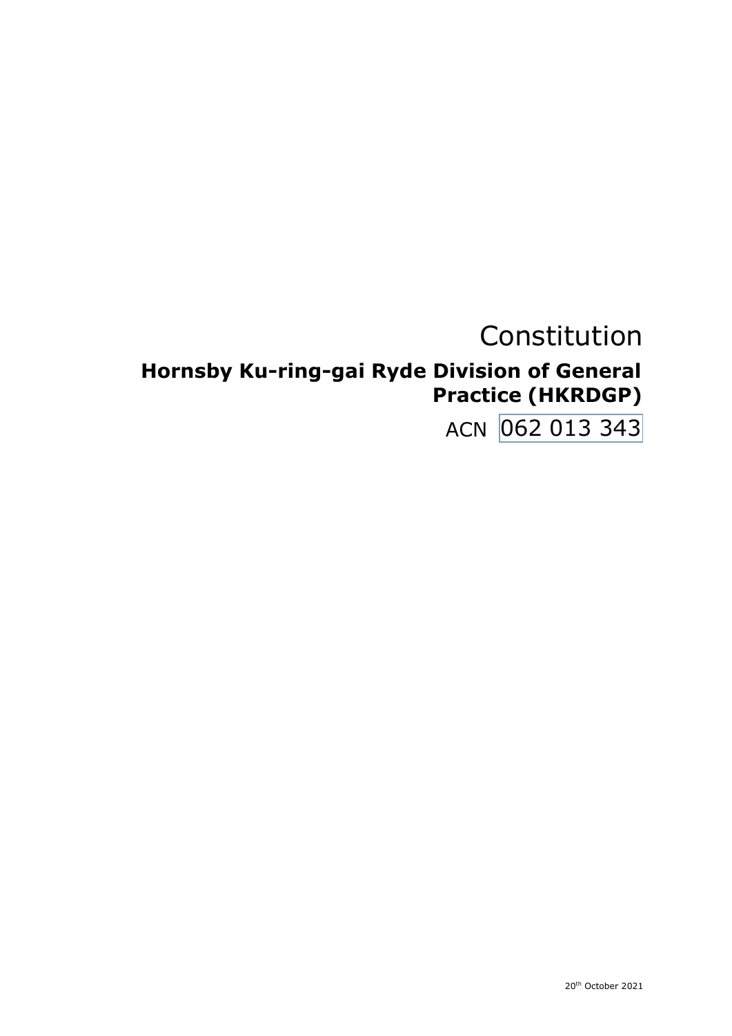# Constitution

## Hornsby Ku-ring-gai Ryde Division of General Practice (HKRDGP)

ACN 062 013 343

20th October 2021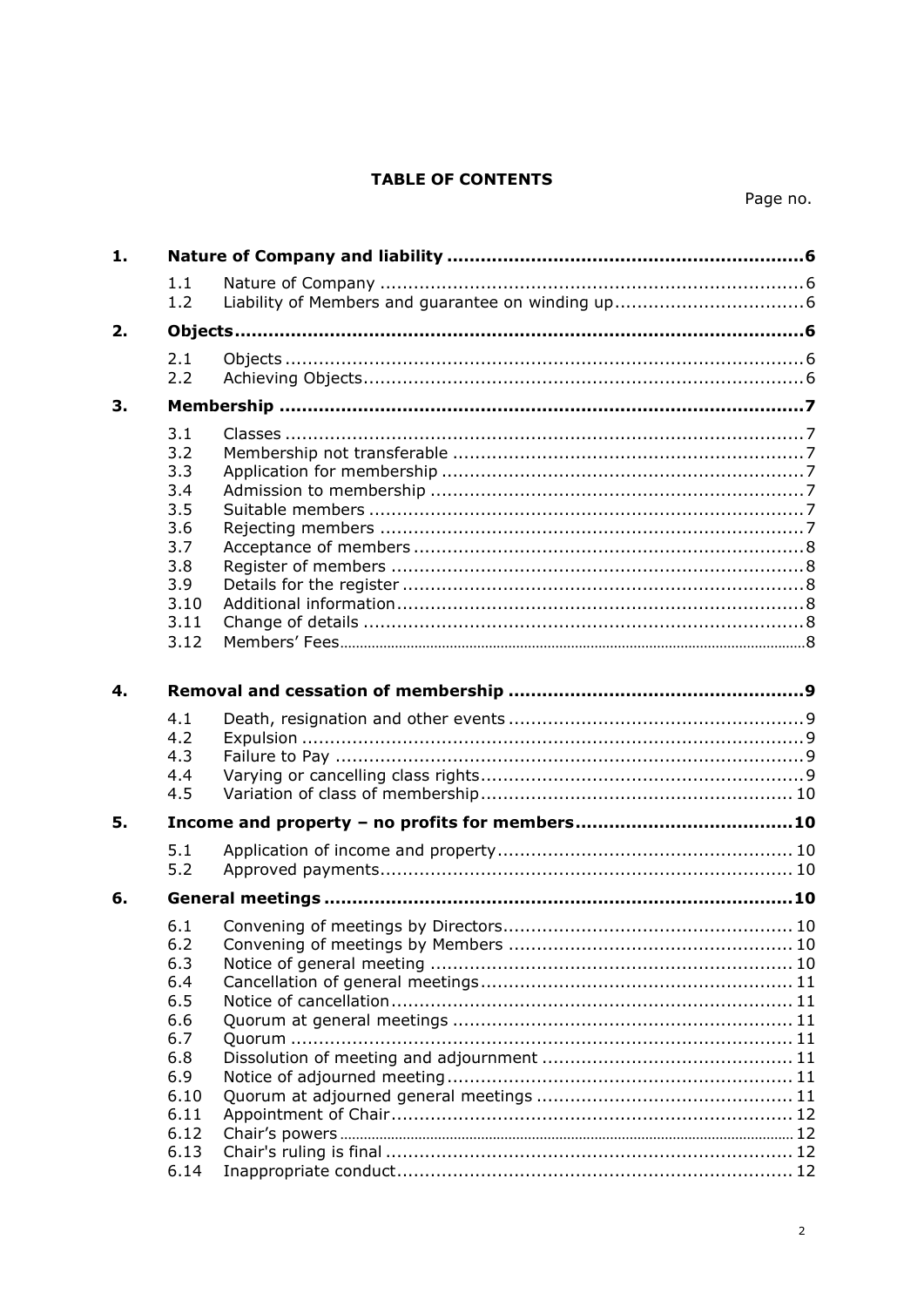**TABLE OF CONTENTS**

| | | | Page no. |
|---|---|---|---|
| **1.** | **Nature of Company and liability** | | **6** |
| | 1.1 | Nature of Company | 6 |
| | 1.2 | Liability of Members and guarantee on winding up | 6 |
| **2.** | **Objects** | | **6** |
| | 2.1 | Objects | 6 |
| | 2.2 | Achieving Objects | 6 |
| **3.** | **Membership** | | **7** |
| | 3.1 | Classes | 7 |
| | 3.2 | Membership not transferable | 7 |
| | 3.3 | Application for membership | 7 |
| | 3.4 | Admission to membership | 7 |
| | 3.5 | Suitable members | 7 |
| | 3.6 | Rejecting members | 7 |
| | 3.7 | Acceptance of members | 8 |
| | 3.8 | Register of members | 8 |
| | 3.9 | Details for the register | 8 |
| | 3.10 | Additional information | 8 |
| | 3.11 | Change of details | 8 |
| | 3.12 | Members' Fees | 8 |
| **4.** | **Removal and cessation of membership** | | **9** |
| | 4.1 | Death, resignation and other events | 9 |
| | 4.2 | Expulsion | 9 |
| | 4.3 | Failure to Pay | 9 |
| | 4.4 | Varying or cancelling class rights | 9 |
| | 4.5 | Variation of class of membership | 10 |
| **5.** | **Income and property – no profits for members** | | **10** |
| | 5.1 | Application of income and property | 10 |
| | 5.2 | Approved payments | 10 |
| **6.** | **General meetings** | | **10** |
| | 6.1 | Convening of meetings by Directors | 10 |
| | 6.2 | Convening of meetings by Members | 10 |
| | 6.3 | Notice of general meeting | 10 |
| | 6.4 | Cancellation of general meetings | 11 |
| | 6.5 | Notice of cancellation | 11 |
| | 6.6 | Quorum at general meetings | 11 |
| | 6.7 | Quorum | 11 |
| | 6.8 | Dissolution of meeting and adjournment | 11 |
| | 6.9 | Notice of adjourned meeting | 11 |
| | 6.10 | Quorum at adjourned general meetings | 11 |
| | 6.11 | Appointment of Chair | 12 |
| | 6.12 | Chair's powers | 12 |
| | 6.13 | Chair's ruling is final | 12 |
| | 6.14 | Inappropriate conduct | 12 |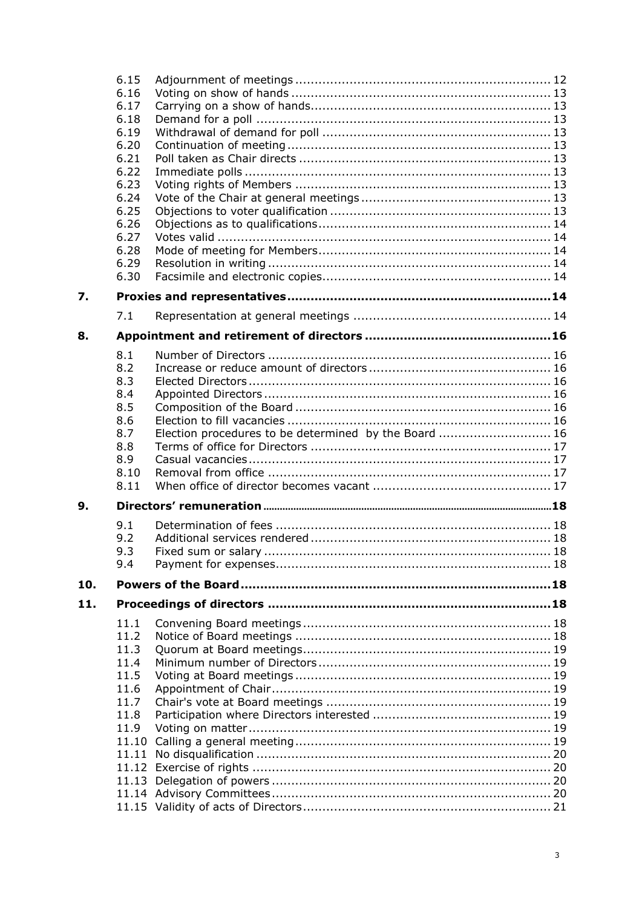| | | | |
|---|---|---|---|
| | 6.15 | Adjournment of meetings | 12 |
| | 6.16 | Voting on show of hands | 13 |
| | 6.17 | Carrying on a show of hands | 13 |
| | 6.18 | Demand for a poll | 13 |
| | 6.19 | Withdrawal of demand for poll | 13 |
| | 6.20 | Continuation of meeting | 13 |
| | 6.21 | Poll taken as Chair directs | 13 |
| | 6.22 | Immediate polls | 13 |
| | 6.23 | Voting rights of Members | 13 |
| | 6.24 | Vote of the Chair at general meetings | 13 |
| | 6.25 | Objections to voter qualification | 13 |
| | 6.26 | Objections as to qualifications | 14 |
| | 6.27 | Votes valid | 14 |
| | 6.28 | Mode of meeting for Members | 14 |
| | 6.29 | Resolution in writing | 14 |
| | 6.30 | Facsimile and electronic copies | 14 |
| **7.** | **Proxies and representatives** | | **14** |
| | 7.1 | Representation at general meetings | 14 |
| **8.** | **Appointment and retirement of directors** | | **16** |
| | 8.1 | Number of Directors | 16 |
| | 8.2 | Increase or reduce amount of directors | 16 |
| | 8.3 | Elected Directors | 16 |
| | 8.4 | Appointed Directors | 16 |
| | 8.5 | Composition of the Board | 16 |
| | 8.6 | Election to fill vacancies | 16 |
| | 8.7 | Election procedures to be determined by the Board | 16 |
| | 8.8 | Terms of office for Directors | 17 |
| | 8.9 | Casual vacancies | 17 |
| | 8.10 | Removal from office | 17 |
| | 8.11 | When office of director becomes vacant | 17 |
| **9.** | **Directors' remuneration** | | **18** |
| | 9.1 | Determination of fees | 18 |
| | 9.2 | Additional services rendered | 18 |
| | 9.3 | Fixed sum or salary | 18 |
| | 9.4 | Payment for expenses | 18 |
| **10.** | **Powers of the Board** | | **18** |
| **11.** | **Proceedings of directors** | | **18** |
| | 11.1 | Convening Board meetings | 18 |
| | 11.2 | Notice of Board meetings | 18 |
| | 11.3 | Quorum at Board meetings | 19 |
| | 11.4 | Minimum number of Directors | 19 |
| | 11.5 | Voting at Board meetings | 19 |
| | 11.6 | Appointment of Chair | 19 |
| | 11.7 | Chair's vote at Board meetings | 19 |
| | 11.8 | Participation where Directors interested | 19 |
| | 11.9 | Voting on matter | 19 |
| | 11.10 | Calling a general meeting | 19 |
| | 11.11 | No disqualification | 20 |
| | 11.12 | Exercise of rights | 20 |
| | 11.13 | Delegation of powers | 20 |
| | 11.14 | Advisory Committees | 20 |
| | 11.15 | Validity of acts of Directors | 21 |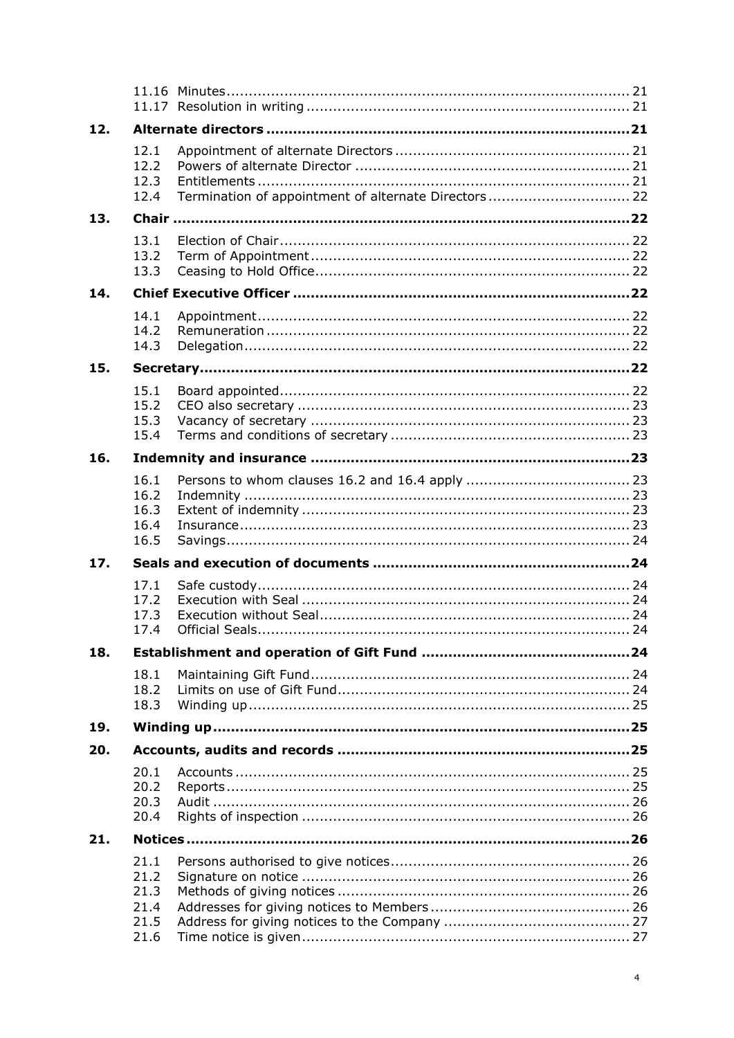| | | |
|---|---|---|
| | 11.16 Minutes | 21 |
| | 11.17 Resolution in writing | 21 |
| **12.** | **Alternate directors** | **21** |
| | 12.1 Appointment of alternate Directors | 21 |
| | 12.2 Powers of alternate Director | 21 |
| | 12.3 Entitlements | 21 |
| | 12.4 Termination of appointment of alternate Directors | 22 |
| **13.** | **Chair** | **22** |
| | 13.1 Election of Chair | 22 |
| | 13.2 Term of Appointment | 22 |
| | 13.3 Ceasing to Hold Office | 22 |
| **14.** | **Chief Executive Officer** | **22** |
| | 14.1 Appointment | 22 |
| | 14.2 Remuneration | 22 |
| | 14.3 Delegation | 22 |
| **15.** | **Secretary** | **22** |
| | 15.1 Board appointed | 22 |
| | 15.2 CEO also secretary | 23 |
| | 15.3 Vacancy of secretary | 23 |
| | 15.4 Terms and conditions of secretary | 23 |
| **16.** | **Indemnity and insurance** | **23** |
| | 16.1 Persons to whom clauses 16.2 and 16.4 apply | 23 |
| | 16.2 Indemnity | 23 |
| | 16.3 Extent of indemnity | 23 |
| | 16.4 Insurance | 23 |
| | 16.5 Savings | 24 |
| **17.** | **Seals and execution of documents** | **24** |
| | 17.1 Safe custody | 24 |
| | 17.2 Execution with Seal | 24 |
| | 17.3 Execution without Seal | 24 |
| | 17.4 Official Seals | 24 |
| **18.** | **Establishment and operation of Gift Fund** | **24** |
| | 18.1 Maintaining Gift Fund | 24 |
| | 18.2 Limits on use of Gift Fund | 24 |
| | 18.3 Winding up | 25 |
| **19.** | **Winding up** | **25** |
| **20.** | **Accounts, audits and records** | **25** |
| | 20.1 Accounts | 25 |
| | 20.2 Reports | 25 |
| | 20.3 Audit | 26 |
| | 20.4 Rights of inspection | 26 |
| **21.** | **Notices** | **26** |
| | 21.1 Persons authorised to give notices | 26 |
| | 21.2 Signature on notice | 26 |
| | 21.3 Methods of giving notices | 26 |
| | 21.4 Addresses for giving notices to Members | 26 |
| | 21.5 Address for giving notices to the Company | 27 |
| | 21.6 Time notice is given | 27 |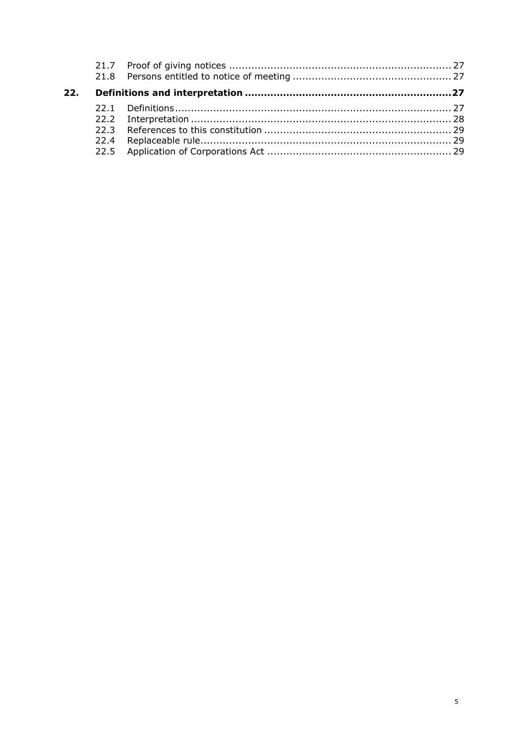21.7 Proof of giving notices ..................................................................... 27
21.8 Persons entitled to notice of meeting ................................................. 27

**22. Definitions and interpretation ................................................................ 27**

22.1 Definitions ...................................................................................... 27
22.2 Interpretation ................................................................................. 28
22.3 References to this constitution .......................................................... 29
22.4 Replaceable rule .............................................................................. 29
22.5 Application of Corporations Act .......................................................... 29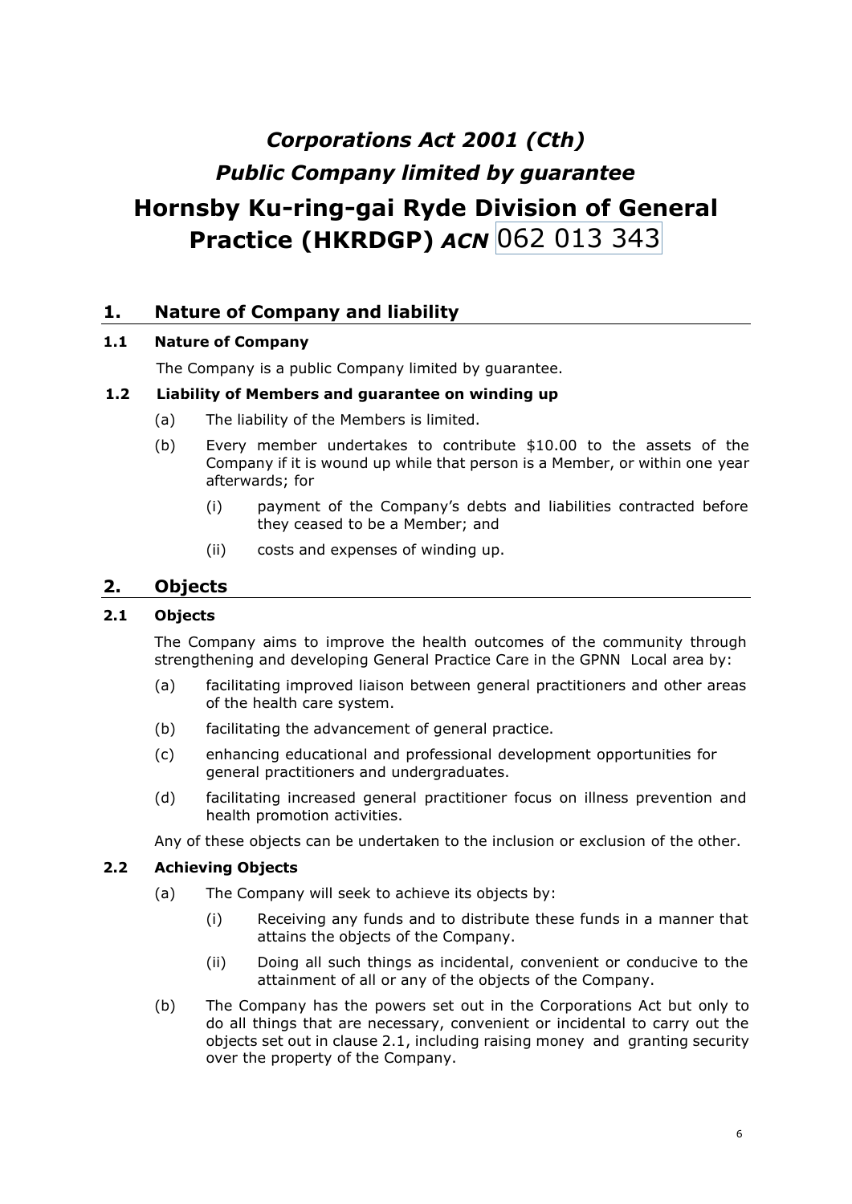# *Corporations Act 2001 (Cth)*

# *Public Company limited by guarantee*

# Hornsby Ku-ring-gai Ryde Division of General Practice (HKRDGP) *ACN* 062 013 343

## 1. Nature of Company and liability

### 1.1 Nature of Company

The Company is a public Company limited by guarantee.

### 1.2 Liability of Members and guarantee on winding up

(a) The liability of the Members is limited.

(b) Every member undertakes to contribute $10.00 to the assets of the Company if it is wound up while that person is a Member, or within one year afterwards; for

(i) payment of the Company's debts and liabilities contracted before they ceased to be a Member; and

(ii) costs and expenses of winding up.

## 2. Objects

### 2.1 Objects

The Company aims to improve the health outcomes of the community through strengthening and developing General Practice Care in the GPNN Local area by:

(a) facilitating improved liaison between general practitioners and other areas of the health care system.

(b) facilitating the advancement of general practice.

(c) enhancing educational and professional development opportunities for general practitioners and undergraduates.

(d) facilitating increased general practitioner focus on illness prevention and health promotion activities.

Any of these objects can be undertaken to the inclusion or exclusion of the other.

### 2.2 Achieving Objects

(a) The Company will seek to achieve its objects by:

(i) Receiving any funds and to distribute these funds in a manner that attains the objects of the Company.

(ii) Doing all such things as incidental, convenient or conducive to the attainment of all or any of the objects of the Company.

(b) The Company has the powers set out in the Corporations Act but only to do all things that are necessary, convenient or incidental to carry out the objects set out in clause 2.1, including raising money and granting security over the property of the Company.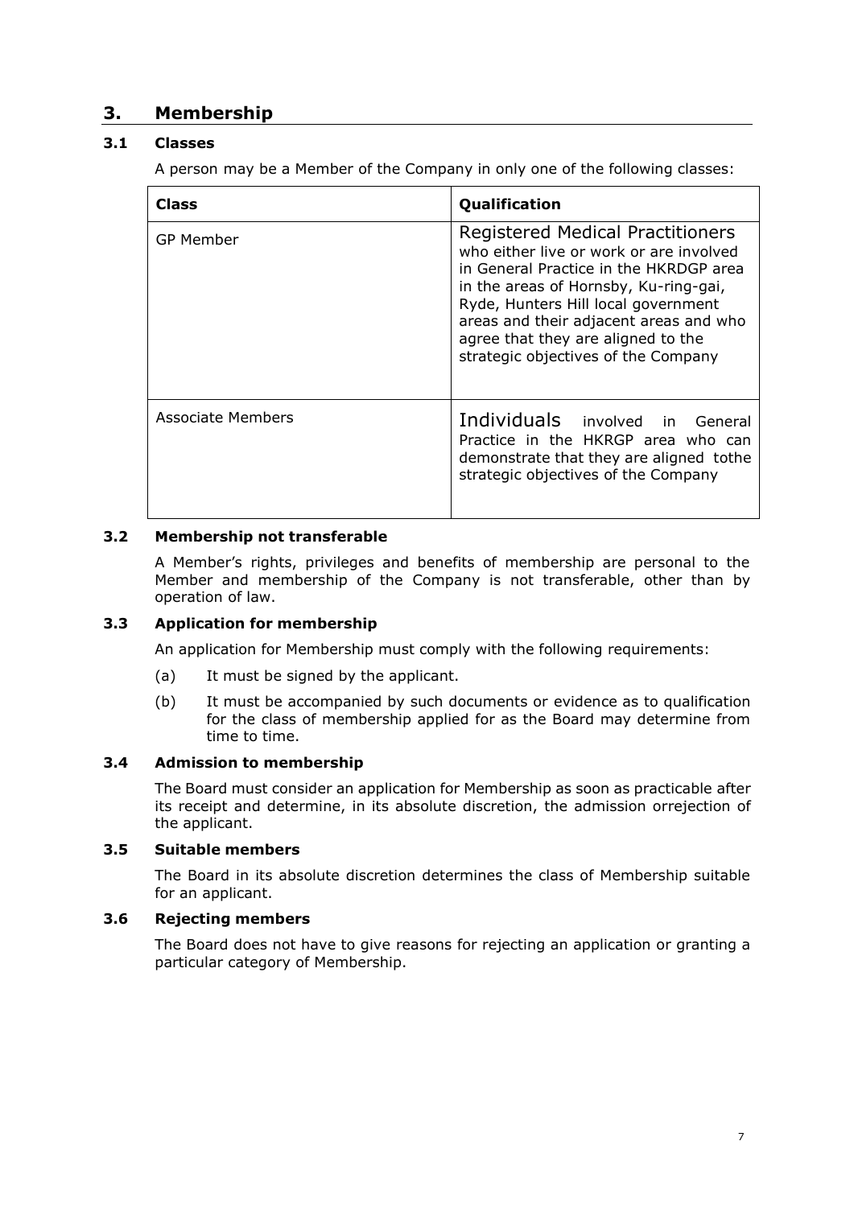## 3. Membership

### 3.1 Classes

A person may be a Member of the Company in only one of the following classes:

| Class | Qualification |
|---|---|
| GP Member | Registered Medical Practitioners who either live or work or are involved in General Practice in the HKRDGP area in the areas of Hornsby, Ku-ring-gai, Ryde, Hunters Hill local government areas and their adjacent areas and who agree that they are aligned to the strategic objectives of the Company |
| Associate Members | Individuals involved in General Practice in the HKRGP area who can demonstrate that they are aligned tothe strategic objectives of the Company |

### 3.2 Membership not transferable

A Member's rights, privileges and benefits of membership are personal to the Member and membership of the Company is not transferable, other than by operation of law.

### 3.3 Application for membership

An application for Membership must comply with the following requirements:

(a) It must be signed by the applicant.

(b) It must be accompanied by such documents or evidence as to qualification for the class of membership applied for as the Board may determine from time to time.

### 3.4 Admission to membership

The Board must consider an application for Membership as soon as practicable after its receipt and determine, in its absolute discretion, the admission orrejection of the applicant.

### 3.5 Suitable members

The Board in its absolute discretion determines the class of Membership suitable for an applicant.

### 3.6 Rejecting members

The Board does not have to give reasons for rejecting an application or granting a particular category of Membership.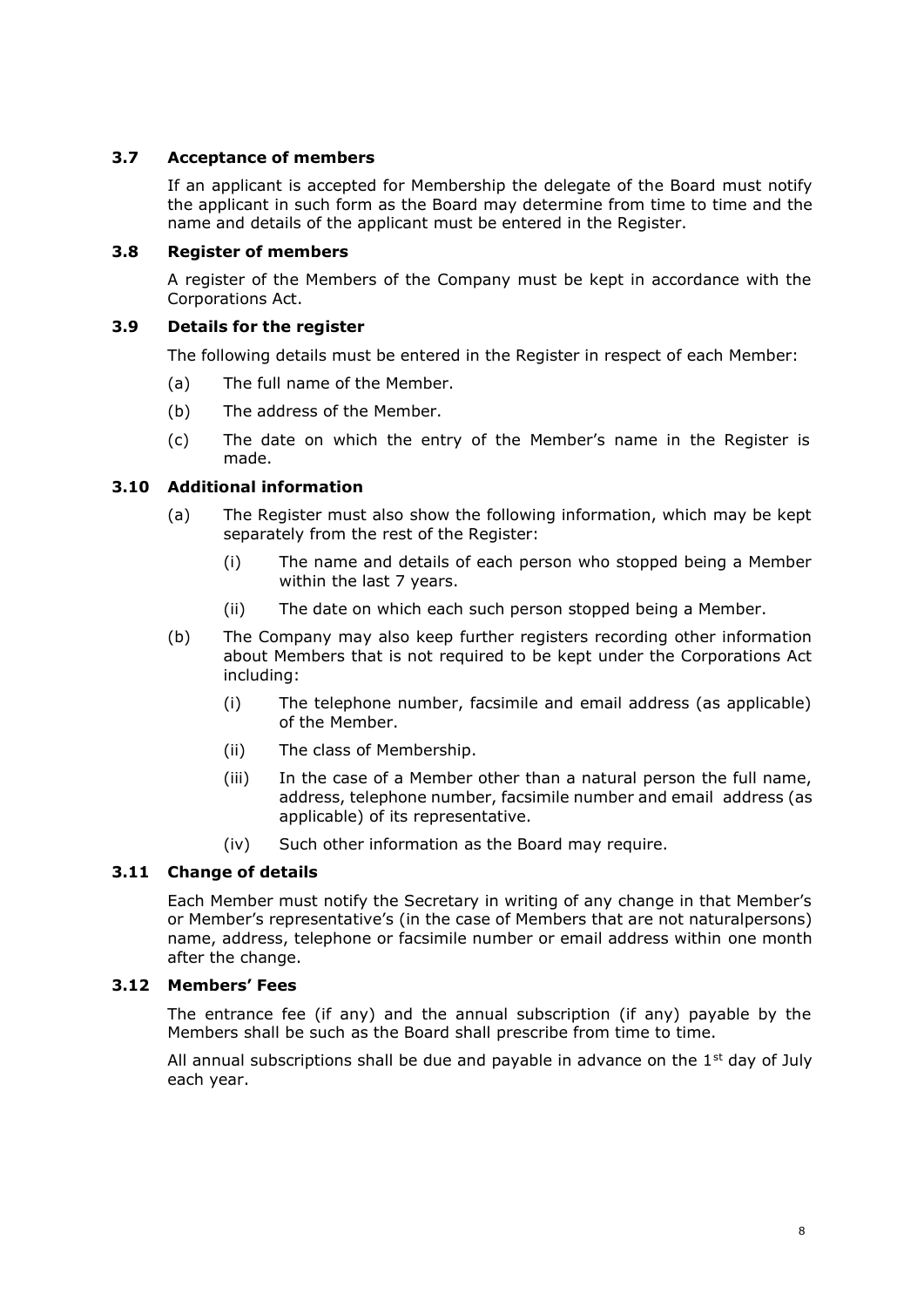### 3.7 Acceptance of members

If an applicant is accepted for Membership the delegate of the Board must notify the applicant in such form as the Board may determine from time to time and the name and details of the applicant must be entered in the Register.

### 3.8 Register of members

A register of the Members of the Company must be kept in accordance with the Corporations Act.

### 3.9 Details for the register

The following details must be entered in the Register in respect of each Member:

(a) The full name of the Member.

(b) The address of the Member.

(c) The date on which the entry of the Member's name in the Register is made.

### 3.10 Additional information

(a) The Register must also show the following information, which may be kept separately from the rest of the Register:

  (i) The name and details of each person who stopped being a Member within the last 7 years.

  (ii) The date on which each such person stopped being a Member.

(b) The Company may also keep further registers recording other information about Members that is not required to be kept under the Corporations Act including:

  (i) The telephone number, facsimile and email address (as applicable) of the Member.

  (ii) The class of Membership.

  (iii) In the case of a Member other than a natural person the full name, address, telephone number, facsimile number and email address (as applicable) of its representative.

  (iv) Such other information as the Board may require.

### 3.11 Change of details

Each Member must notify the Secretary in writing of any change in that Member's or Member's representative's (in the case of Members that are not naturalpersons) name, address, telephone or facsimile number or email address within one month after the change.

### 3.12 Members' Fees

The entrance fee (if any) and the annual subscription (if any) payable by the Members shall be such as the Board shall prescribe from time to time.

All annual subscriptions shall be due and payable in advance on the 1st day of July each year.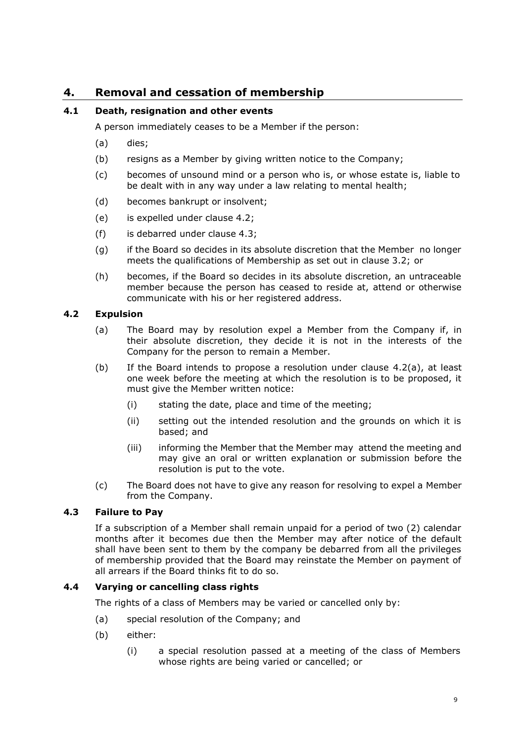## 4. Removal and cessation of membership

### 4.1 Death, resignation and other events

A person immediately ceases to be a Member if the person:

(a) dies;

(b) resigns as a Member by giving written notice to the Company;

(c) becomes of unsound mind or a person who is, or whose estate is, liable to be dealt with in any way under a law relating to mental health;

(d) becomes bankrupt or insolvent;

(e) is expelled under clause 4.2;

(f) is debarred under clause 4.3;

(g) if the Board so decides in its absolute discretion that the Member no longer meets the qualifications of Membership as set out in clause 3.2; or

(h) becomes, if the Board so decides in its absolute discretion, an untraceable member because the person has ceased to reside at, attend or otherwise communicate with his or her registered address.

### 4.2 Expulsion

(a) The Board may by resolution expel a Member from the Company if, in their absolute discretion, they decide it is not in the interests of the Company for the person to remain a Member.

(b) If the Board intends to propose a resolution under clause 4.2(a), at least one week before the meeting at which the resolution is to be proposed, it must give the Member written notice:

(i) stating the date, place and time of the meeting;

(ii) setting out the intended resolution and the grounds on which it is based; and

(iii) informing the Member that the Member may attend the meeting and may give an oral or written explanation or submission before the resolution is put to the vote.

(c) The Board does not have to give any reason for resolving to expel a Member from the Company.

### 4.3 Failure to Pay

If a subscription of a Member shall remain unpaid for a period of two (2) calendar months after it becomes due then the Member may after notice of the default shall have been sent to them by the company be debarred from all the privileges of membership provided that the Board may reinstate the Member on payment of all arrears if the Board thinks fit to do so.

### 4.4 Varying or cancelling class rights

The rights of a class of Members may be varied or cancelled only by:

(a) special resolution of the Company; and

(b) either:

(i) a special resolution passed at a meeting of the class of Members whose rights are being varied or cancelled; or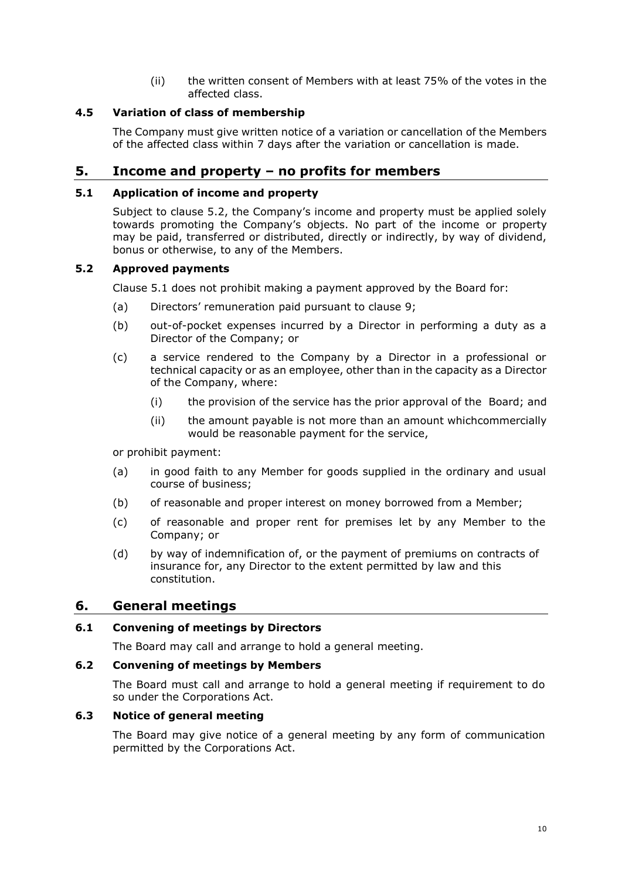(ii) the written consent of Members with at least 75% of the votes in the affected class.

### 4.5 Variation of class of membership

The Company must give written notice of a variation or cancellation of the Members of the affected class within 7 days after the variation or cancellation is made.

## 5. Income and property – no profits for members

### 5.1 Application of income and property

Subject to clause 5.2, the Company's income and property must be applied solely towards promoting the Company's objects. No part of the income or property may be paid, transferred or distributed, directly or indirectly, by way of dividend, bonus or otherwise, to any of the Members.

### 5.2 Approved payments

Clause 5.1 does not prohibit making a payment approved by the Board for:

(a) Directors' remuneration paid pursuant to clause 9;

(b) out-of-pocket expenses incurred by a Director in performing a duty as a Director of the Company; or

(c) a service rendered to the Company by a Director in a professional or technical capacity or as an employee, other than in the capacity as a Director of the Company, where:

  (i) the provision of the service has the prior approval of the Board; and

  (ii) the amount payable is not more than an amount whichcommercially would be reasonable payment for the service,

or prohibit payment:

(a) in good faith to any Member for goods supplied in the ordinary and usual course of business;

(b) of reasonable and proper interest on money borrowed from a Member;

(c) of reasonable and proper rent for premises let by any Member to the Company; or

(d) by way of indemnification of, or the payment of premiums on contracts of insurance for, any Director to the extent permitted by law and this constitution.

## 6. General meetings

### 6.1 Convening of meetings by Directors

The Board may call and arrange to hold a general meeting.

### 6.2 Convening of meetings by Members

The Board must call and arrange to hold a general meeting if requirement to do so under the Corporations Act.

### 6.3 Notice of general meeting

The Board may give notice of a general meeting by any form of communication permitted by the Corporations Act.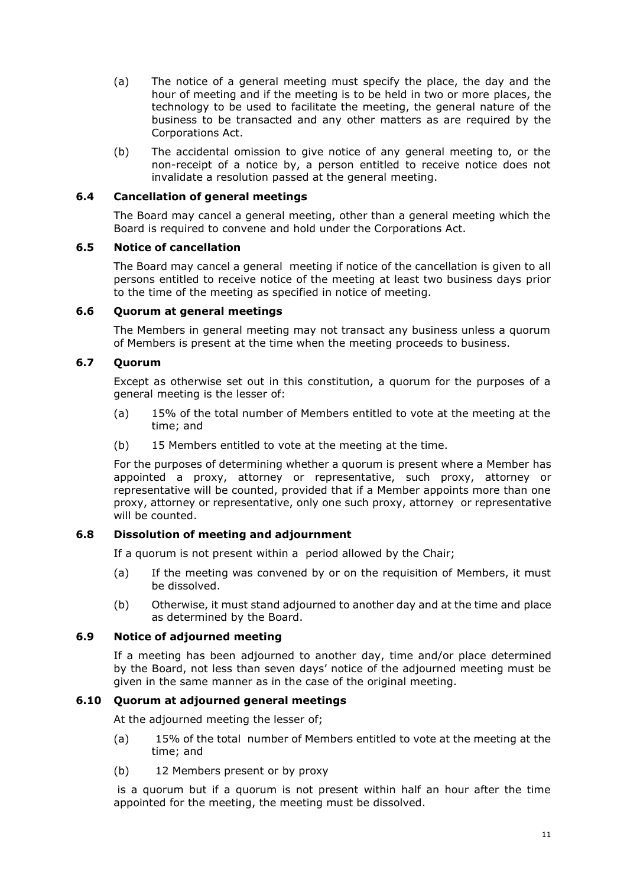(a) The notice of a general meeting must specify the place, the day and the hour of meeting and if the meeting is to be held in two or more places, the technology to be used to facilitate the meeting, the general nature of the business to be transacted and any other matters as are required by the Corporations Act.

(b) The accidental omission to give notice of any general meeting to, or the non-receipt of a notice by, a person entitled to receive notice does not invalidate a resolution passed at the general meeting.

### 6.4 Cancellation of general meetings

The Board may cancel a general meeting, other than a general meeting which the Board is required to convene and hold under the Corporations Act.

### 6.5 Notice of cancellation

The Board may cancel a general meeting if notice of the cancellation is given to all persons entitled to receive notice of the meeting at least two business days prior to the time of the meeting as specified in notice of meeting.

### 6.6 Quorum at general meetings

The Members in general meeting may not transact any business unless a quorum of Members is present at the time when the meeting proceeds to business.

### 6.7 Quorum

Except as otherwise set out in this constitution, a quorum for the purposes of a general meeting is the lesser of:

(a) 15% of the total number of Members entitled to vote at the meeting at the time; and

(b) 15 Members entitled to vote at the meeting at the time.

For the purposes of determining whether a quorum is present where a Member has appointed a proxy, attorney or representative, such proxy, attorney or representative will be counted, provided that if a Member appoints more than one proxy, attorney or representative, only one such proxy, attorney or representative will be counted.

### 6.8 Dissolution of meeting and adjournment

If a quorum is not present within a period allowed by the Chair;

(a) If the meeting was convened by or on the requisition of Members, it must be dissolved.

(b) Otherwise, it must stand adjourned to another day and at the time and place as determined by the Board.

### 6.9 Notice of adjourned meeting

If a meeting has been adjourned to another day, time and/or place determined by the Board, not less than seven days' notice of the adjourned meeting must be given in the same manner as in the case of the original meeting.

### 6.10 Quorum at adjourned general meetings

At the adjourned meeting the lesser of;

(a) 15% of the total number of Members entitled to vote at the meeting at the time; and

(b) 12 Members present or by proxy

is a quorum but if a quorum is not present within half an hour after the time appointed for the meeting, the meeting must be dissolved.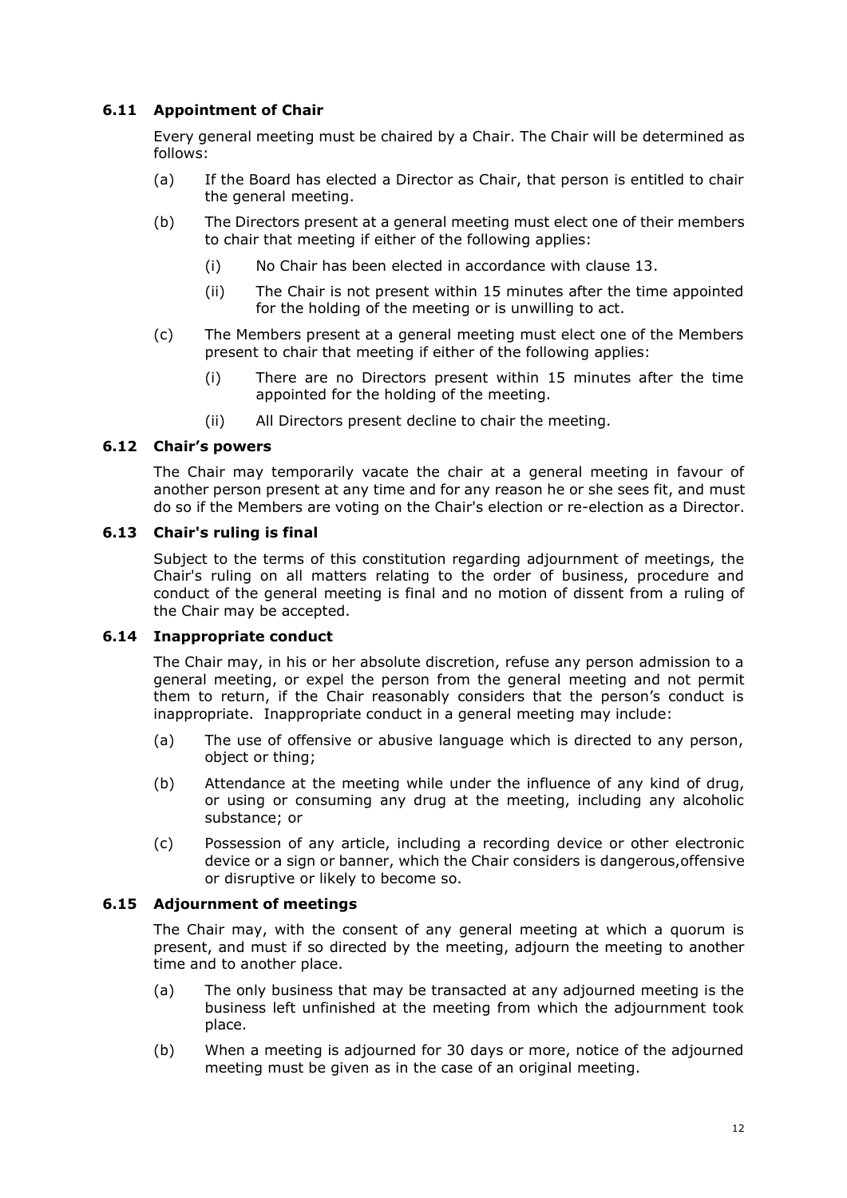### 6.11 Appointment of Chair

Every general meeting must be chaired by a Chair. The Chair will be determined as follows:

(a) If the Board has elected a Director as Chair, that person is entitled to chair the general meeting.

(b) The Directors present at a general meeting must elect one of their members to chair that meeting if either of the following applies:

  (i) No Chair has been elected in accordance with clause 13.

  (ii) The Chair is not present within 15 minutes after the time appointed for the holding of the meeting or is unwilling to act.

(c) The Members present at a general meeting must elect one of the Members present to chair that meeting if either of the following applies:

  (i) There are no Directors present within 15 minutes after the time appointed for the holding of the meeting.

  (ii) All Directors present decline to chair the meeting.

### 6.12 Chair's powers

The Chair may temporarily vacate the chair at a general meeting in favour of another person present at any time and for any reason he or she sees fit, and must do so if the Members are voting on the Chair's election or re-election as a Director.

### 6.13 Chair's ruling is final

Subject to the terms of this constitution regarding adjournment of meetings, the Chair's ruling on all matters relating to the order of business, procedure and conduct of the general meeting is final and no motion of dissent from a ruling of the Chair may be accepted.

### 6.14 Inappropriate conduct

The Chair may, in his or her absolute discretion, refuse any person admission to a general meeting, or expel the person from the general meeting and not permit them to return, if the Chair reasonably considers that the person's conduct is inappropriate. Inappropriate conduct in a general meeting may include:

(a) The use of offensive or abusive language which is directed to any person, object or thing;

(b) Attendance at the meeting while under the influence of any kind of drug, or using or consuming any drug at the meeting, including any alcoholic substance; or

(c) Possession of any article, including a recording device or other electronic device or a sign or banner, which the Chair considers is dangerous,offensive or disruptive or likely to become so.

### 6.15 Adjournment of meetings

The Chair may, with the consent of any general meeting at which a quorum is present, and must if so directed by the meeting, adjourn the meeting to another time and to another place.

(a) The only business that may be transacted at any adjourned meeting is the business left unfinished at the meeting from which the adjournment took place.

(b) When a meeting is adjourned for 30 days or more, notice of the adjourned meeting must be given as in the case of an original meeting.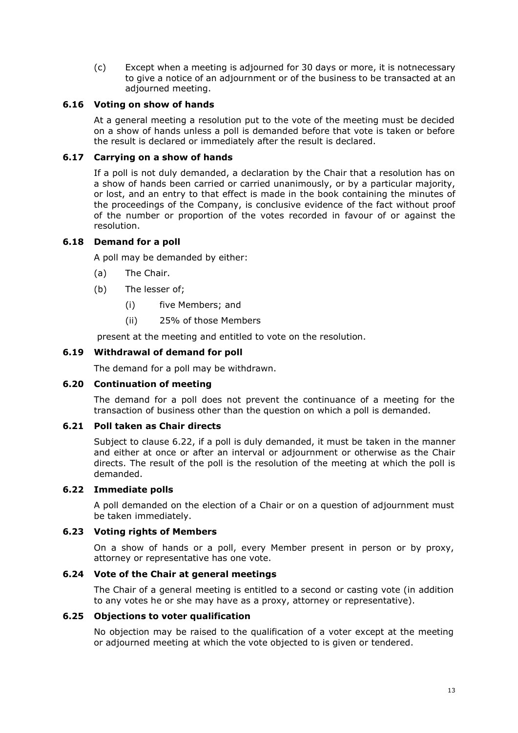(c) Except when a meeting is adjourned for 30 days or more, it is notnecessary to give a notice of an adjournment or of the business to be transacted at an adjourned meeting.

### 6.16 Voting on show of hands

At a general meeting a resolution put to the vote of the meeting must be decided on a show of hands unless a poll is demanded before that vote is taken or before the result is declared or immediately after the result is declared.

### 6.17 Carrying on a show of hands

If a poll is not duly demanded, a declaration by the Chair that a resolution has on a show of hands been carried or carried unanimously, or by a particular majority, or lost, and an entry to that effect is made in the book containing the minutes of the proceedings of the Company, is conclusive evidence of the fact without proof of the number or proportion of the votes recorded in favour of or against the resolution.

### 6.18 Demand for a poll

A poll may be demanded by either:

(a) The Chair.

(b) The lesser of;

 (i) five Members; and

 (ii) 25% of those Members

present at the meeting and entitled to vote on the resolution.

### 6.19 Withdrawal of demand for poll

The demand for a poll may be withdrawn.

### 6.20 Continuation of meeting

The demand for a poll does not prevent the continuance of a meeting for the transaction of business other than the question on which a poll is demanded.

### 6.21 Poll taken as Chair directs

Subject to clause 6.22, if a poll is duly demanded, it must be taken in the manner and either at once or after an interval or adjournment or otherwise as the Chair directs. The result of the poll is the resolution of the meeting at which the poll is demanded.

### 6.22 Immediate polls

A poll demanded on the election of a Chair or on a question of adjournment must be taken immediately.

### 6.23 Voting rights of Members

On a show of hands or a poll, every Member present in person or by proxy, attorney or representative has one vote.

### 6.24 Vote of the Chair at general meetings

The Chair of a general meeting is entitled to a second or casting vote (in addition to any votes he or she may have as a proxy, attorney or representative).

### 6.25 Objections to voter qualification

No objection may be raised to the qualification of a voter except at the meeting or adjourned meeting at which the vote objected to is given or tendered.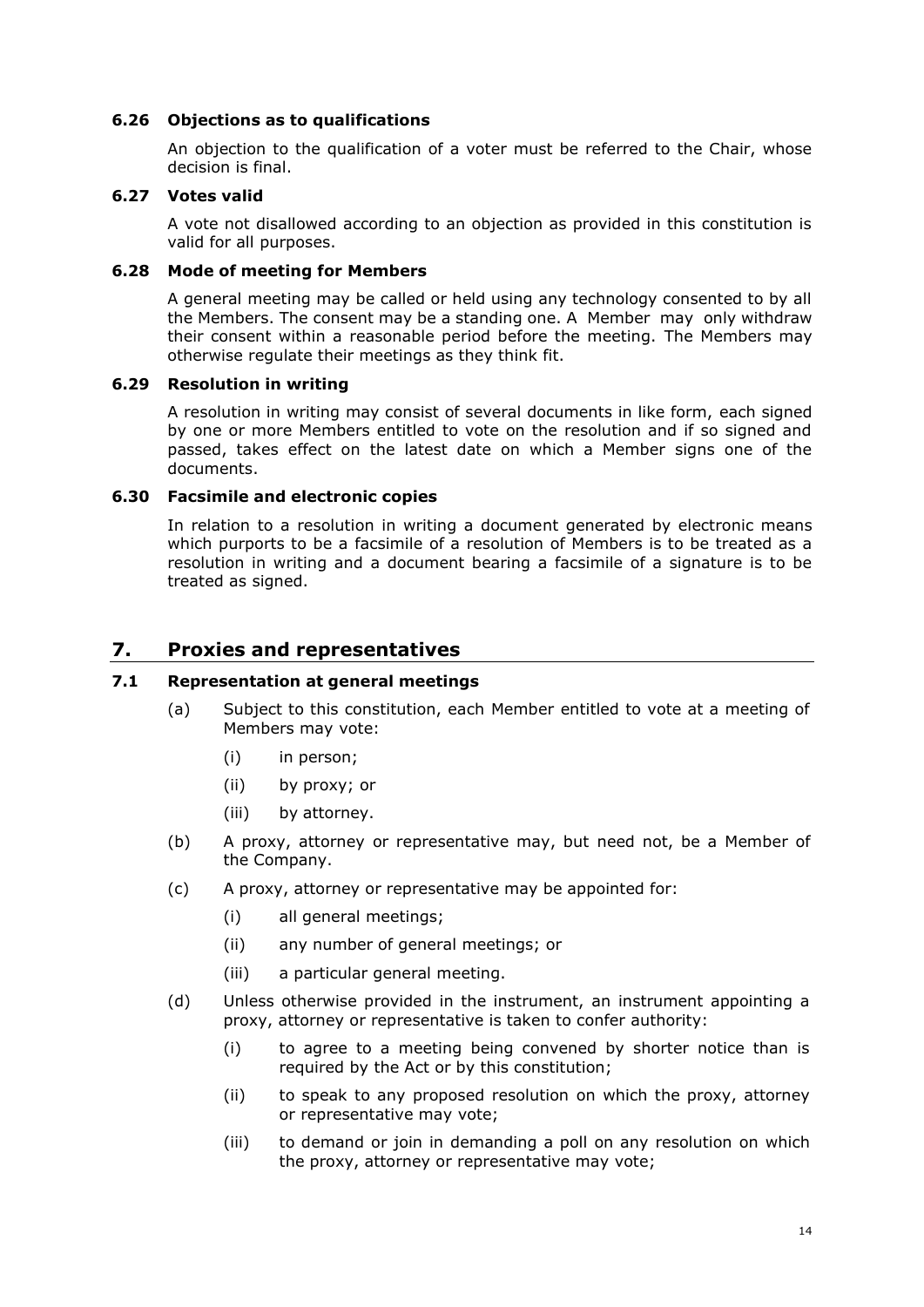### 6.26 Objections as to qualifications

An objection to the qualification of a voter must be referred to the Chair, whose decision is final.

### 6.27 Votes valid

A vote not disallowed according to an objection as provided in this constitution is valid for all purposes.

### 6.28 Mode of meeting for Members

A general meeting may be called or held using any technology consented to by all the Members. The consent may be a standing one. A Member may only withdraw their consent within a reasonable period before the meeting. The Members may otherwise regulate their meetings as they think fit.

### 6.29 Resolution in writing

A resolution in writing may consist of several documents in like form, each signed by one or more Members entitled to vote on the resolution and if so signed and passed, takes effect on the latest date on which a Member signs one of the documents.

### 6.30 Facsimile and electronic copies

In relation to a resolution in writing a document generated by electronic means which purports to be a facsimile of a resolution of Members is to be treated as a resolution in writing and a document bearing a facsimile of a signature is to be treated as signed.

## 7. Proxies and representatives

### 7.1 Representation at general meetings

(a) Subject to this constitution, each Member entitled to vote at a meeting of Members may vote:

(i) in person;

(ii) by proxy; or

(iii) by attorney.

(b) A proxy, attorney or representative may, but need not, be a Member of the Company.

(c) A proxy, attorney or representative may be appointed for:

(i) all general meetings;

(ii) any number of general meetings; or

(iii) a particular general meeting.

(d) Unless otherwise provided in the instrument, an instrument appointing a proxy, attorney or representative is taken to confer authority:

(i) to agree to a meeting being convened by shorter notice than is required by the Act or by this constitution;

(ii) to speak to any proposed resolution on which the proxy, attorney or representative may vote;

(iii) to demand or join in demanding a poll on any resolution on which the proxy, attorney or representative may vote;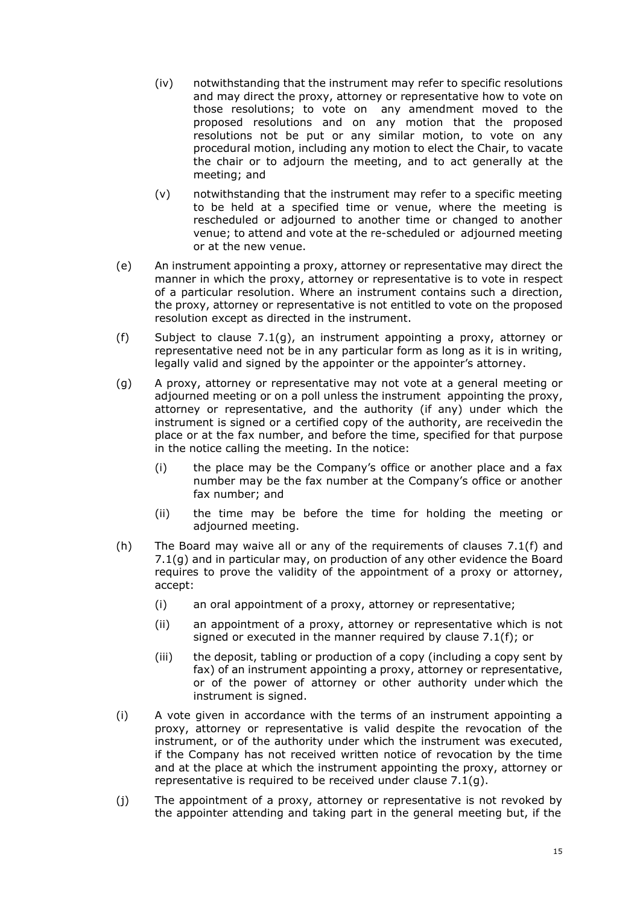(iv) notwithstanding that the instrument may refer to specific resolutions and may direct the proxy, attorney or representative how to vote on those resolutions; to vote on any amendment moved to the proposed resolutions and on any motion that the proposed resolutions not be put or any similar motion, to vote on any procedural motion, including any motion to elect the Chair, to vacate the chair or to adjourn the meeting, and to act generally at the meeting; and

(v) notwithstanding that the instrument may refer to a specific meeting to be held at a specified time or venue, where the meeting is rescheduled or adjourned to another time or changed to another venue; to attend and vote at the re-scheduled or adjourned meeting or at the new venue.

(e) An instrument appointing a proxy, attorney or representative may direct the manner in which the proxy, attorney or representative is to vote in respect of a particular resolution. Where an instrument contains such a direction, the proxy, attorney or representative is not entitled to vote on the proposed resolution except as directed in the instrument.

(f) Subject to clause 7.1(g), an instrument appointing a proxy, attorney or representative need not be in any particular form as long as it is in writing, legally valid and signed by the appointer or the appointer's attorney.

(g) A proxy, attorney or representative may not vote at a general meeting or adjourned meeting or on a poll unless the instrument appointing the proxy, attorney or representative, and the authority (if any) under which the instrument is signed or a certified copy of the authority, are receivedin the place or at the fax number, and before the time, specified for that purpose in the notice calling the meeting. In the notice:

(i) the place may be the Company's office or another place and a fax number may be the fax number at the Company's office or another fax number; and

(ii) the time may be before the time for holding the meeting or adjourned meeting.

(h) The Board may waive all or any of the requirements of clauses 7.1(f) and 7.1(g) and in particular may, on production of any other evidence the Board requires to prove the validity of the appointment of a proxy or attorney, accept:

(i) an oral appointment of a proxy, attorney or representative;

(ii) an appointment of a proxy, attorney or representative which is not signed or executed in the manner required by clause 7.1(f); or

(iii) the deposit, tabling or production of a copy (including a copy sent by fax) of an instrument appointing a proxy, attorney or representative, or of the power of attorney or other authority under which the instrument is signed.

(i) A vote given in accordance with the terms of an instrument appointing a proxy, attorney or representative is valid despite the revocation of the instrument, or of the authority under which the instrument was executed, if the Company has not received written notice of revocation by the time and at the place at which the instrument appointing the proxy, attorney or representative is required to be received under clause 7.1(g).

(j) The appointment of a proxy, attorney or representative is not revoked by the appointer attending and taking part in the general meeting but, if the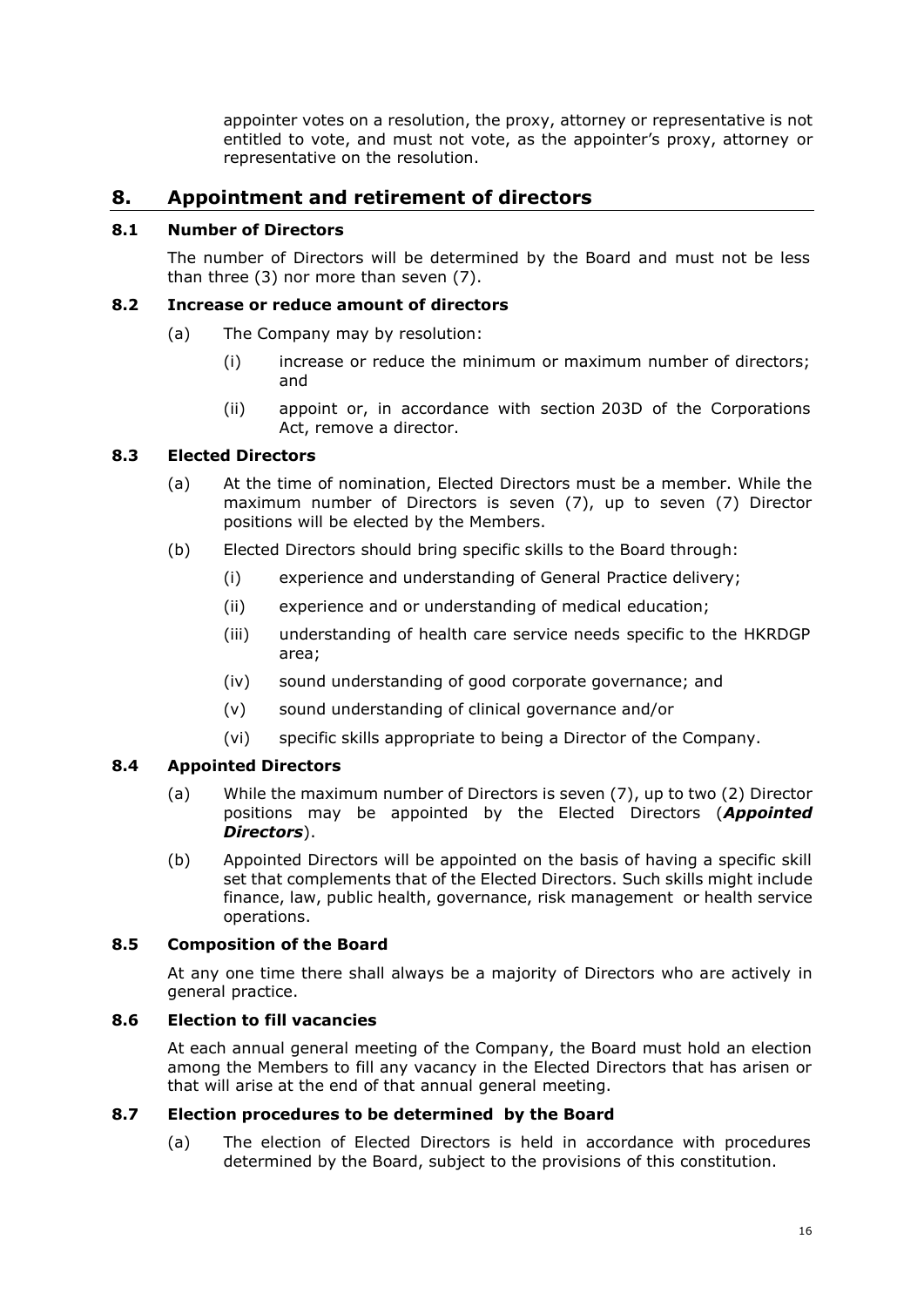appointer votes on a resolution, the proxy, attorney or representative is not entitled to vote, and must not vote, as the appointer's proxy, attorney or representative on the resolution.

## 8. Appointment and retirement of directors

### 8.1 Number of Directors

The number of Directors will be determined by the Board and must not be less than three (3) nor more than seven (7).

### 8.2 Increase or reduce amount of directors

(a) The Company may by resolution:

  (i) increase or reduce the minimum or maximum number of directors; and

  (ii) appoint or, in accordance with section 203D of the Corporations Act, remove a director.

### 8.3 Elected Directors

(a) At the time of nomination, Elected Directors must be a member. While the maximum number of Directors is seven (7), up to seven (7) Director positions will be elected by the Members.

(b) Elected Directors should bring specific skills to the Board through:

  (i) experience and understanding of General Practice delivery;

  (ii) experience and or understanding of medical education;

  (iii) understanding of health care service needs specific to the HKRDGP area;

  (iv) sound understanding of good corporate governance; and

  (v) sound understanding of clinical governance and/or

  (vi) specific skills appropriate to being a Director of the Company.

### 8.4 Appointed Directors

(a) While the maximum number of Directors is seven (7), up to two (2) Director positions may be appointed by the Elected Directors (***Appointed Directors***).

(b) Appointed Directors will be appointed on the basis of having a specific skill set that complements that of the Elected Directors. Such skills might include finance, law, public health, governance, risk management or health service operations.

### 8.5 Composition of the Board

At any one time there shall always be a majority of Directors who are actively in general practice.

### 8.6 Election to fill vacancies

At each annual general meeting of the Company, the Board must hold an election among the Members to fill any vacancy in the Elected Directors that has arisen or that will arise at the end of that annual general meeting.

### 8.7 Election procedures to be determined by the Board

(a) The election of Elected Directors is held in accordance with procedures determined by the Board, subject to the provisions of this constitution.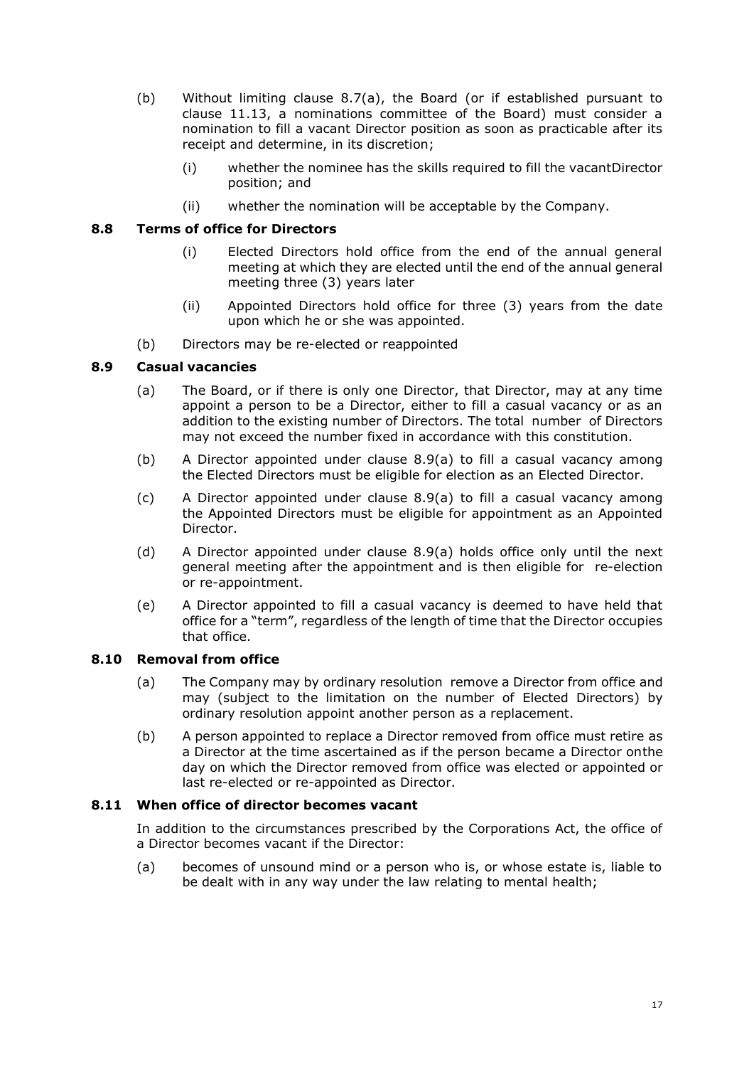(b) Without limiting clause 8.7(a), the Board (or if established pursuant to clause 11.13, a nominations committee of the Board) must consider a nomination to fill a vacant Director position as soon as practicable after its receipt and determine, in its discretion;

   (i) whether the nominee has the skills required to fill the vacantDirector position; and

   (ii) whether the nomination will be acceptable by the Company.

### 8.8 Terms of office for Directors

   (i) Elected Directors hold office from the end of the annual general meeting at which they are elected until the end of the annual general meeting three (3) years later

   (ii) Appointed Directors hold office for three (3) years from the date upon which he or she was appointed.

(b) Directors may be re-elected or reappointed

### 8.9 Casual vacancies

(a) The Board, or if there is only one Director, that Director, may at any time appoint a person to be a Director, either to fill a casual vacancy or as an addition to the existing number of Directors. The total number of Directors may not exceed the number fixed in accordance with this constitution.

(b) A Director appointed under clause 8.9(a) to fill a casual vacancy among the Elected Directors must be eligible for election as an Elected Director.

(c) A Director appointed under clause 8.9(a) to fill a casual vacancy among the Appointed Directors must be eligible for appointment as an Appointed Director.

(d) A Director appointed under clause 8.9(a) holds office only until the next general meeting after the appointment and is then eligible for re-election or re-appointment.

(e) A Director appointed to fill a casual vacancy is deemed to have held that office for a "term", regardless of the length of time that the Director occupies that office.

### 8.10 Removal from office

(a) The Company may by ordinary resolution remove a Director from office and may (subject to the limitation on the number of Elected Directors) by ordinary resolution appoint another person as a replacement.

(b) A person appointed to replace a Director removed from office must retire as a Director at the time ascertained as if the person became a Director onthe day on which the Director removed from office was elected or appointed or last re-elected or re-appointed as Director.

### 8.11 When office of director becomes vacant

In addition to the circumstances prescribed by the Corporations Act, the office of a Director becomes vacant if the Director:

(a) becomes of unsound mind or a person who is, or whose estate is, liable to be dealt with in any way under the law relating to mental health;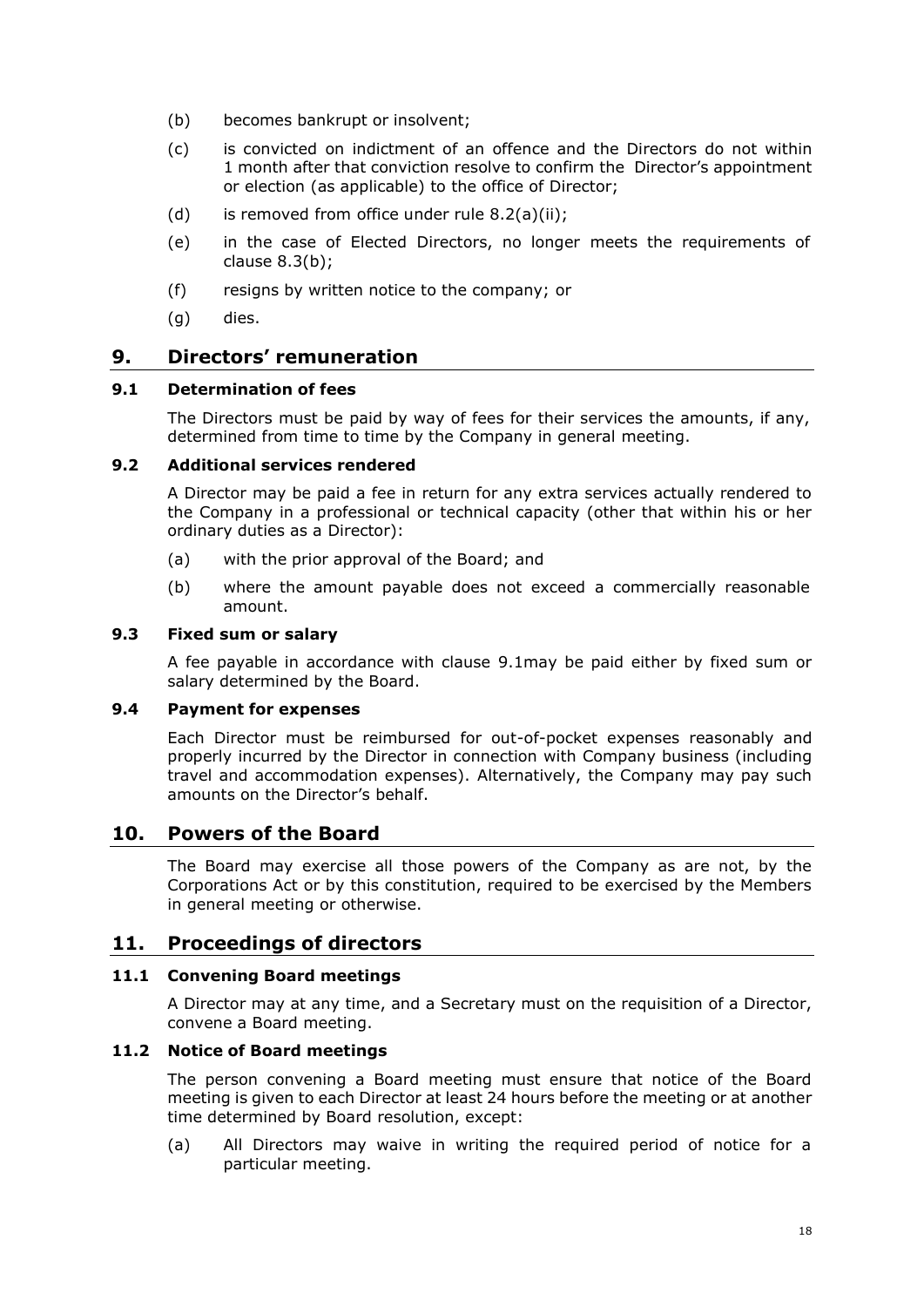(b) becomes bankrupt or insolvent;

(c) is convicted on indictment of an offence and the Directors do not within 1 month after that conviction resolve to confirm the Director's appointment or election (as applicable) to the office of Director;

(d) is removed from office under rule 8.2(a)(ii);

(e) in the case of Elected Directors, no longer meets the requirements of clause 8.3(b);

(f) resigns by written notice to the company; or

(g) dies.

## 9. Directors' remuneration

### 9.1 Determination of fees

The Directors must be paid by way of fees for their services the amounts, if any, determined from time to time by the Company in general meeting.

### 9.2 Additional services rendered

A Director may be paid a fee in return for any extra services actually rendered to the Company in a professional or technical capacity (other that within his or her ordinary duties as a Director):

(a) with the prior approval of the Board; and

(b) where the amount payable does not exceed a commercially reasonable amount.

### 9.3 Fixed sum or salary

A fee payable in accordance with clause 9.1may be paid either by fixed sum or salary determined by the Board.

### 9.4 Payment for expenses

Each Director must be reimbursed for out-of-pocket expenses reasonably and properly incurred by the Director in connection with Company business (including travel and accommodation expenses). Alternatively, the Company may pay such amounts on the Director's behalf.

## 10. Powers of the Board

The Board may exercise all those powers of the Company as are not, by the Corporations Act or by this constitution, required to be exercised by the Members in general meeting or otherwise.

## 11. Proceedings of directors

### 11.1 Convening Board meetings

A Director may at any time, and a Secretary must on the requisition of a Director, convene a Board meeting.

### 11.2 Notice of Board meetings

The person convening a Board meeting must ensure that notice of the Board meeting is given to each Director at least 24 hours before the meeting or at another time determined by Board resolution, except:

(a) All Directors may waive in writing the required period of notice for a particular meeting.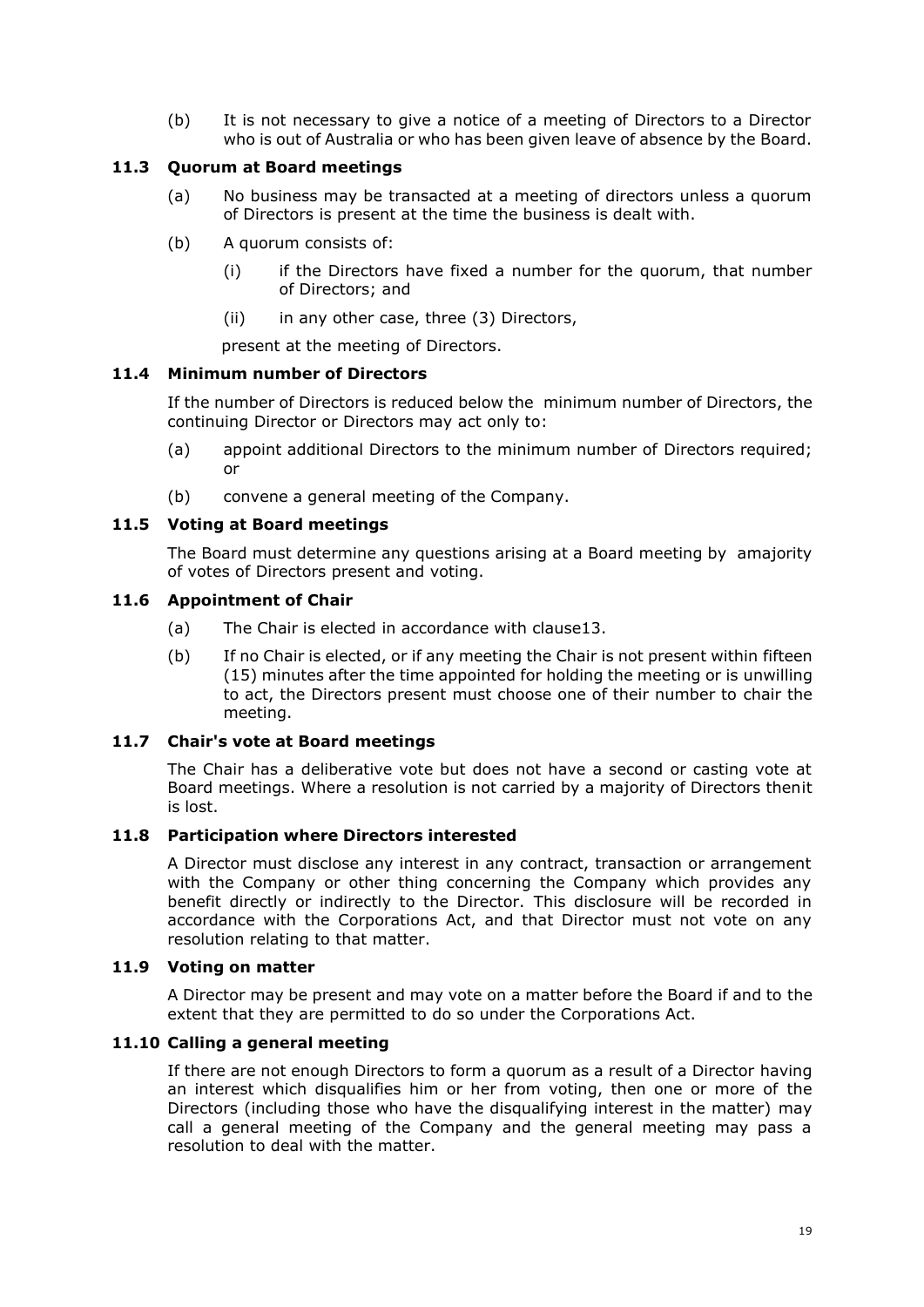(b) It is not necessary to give a notice of a meeting of Directors to a Director who is out of Australia or who has been given leave of absence by the Board.

### 11.3 Quorum at Board meetings

(a) No business may be transacted at a meeting of directors unless a quorum of Directors is present at the time the business is dealt with.

(b) A quorum consists of:

 (i) if the Directors have fixed a number for the quorum, that number of Directors; and

 (ii) in any other case, three (3) Directors,

 present at the meeting of Directors.

### 11.4 Minimum number of Directors

If the number of Directors is reduced below the minimum number of Directors, the continuing Director or Directors may act only to:

(a) appoint additional Directors to the minimum number of Directors required; or

(b) convene a general meeting of the Company.

### 11.5 Voting at Board meetings

The Board must determine any questions arising at a Board meeting by amajority of votes of Directors present and voting.

### 11.6 Appointment of Chair

(a) The Chair is elected in accordance with clause13.

(b) If no Chair is elected, or if any meeting the Chair is not present within fifteen (15) minutes after the time appointed for holding the meeting or is unwilling to act, the Directors present must choose one of their number to chair the meeting.

### 11.7 Chair's vote at Board meetings

The Chair has a deliberative vote but does not have a second or casting vote at Board meetings. Where a resolution is not carried by a majority of Directors thenit is lost.

### 11.8 Participation where Directors interested

A Director must disclose any interest in any contract, transaction or arrangement with the Company or other thing concerning the Company which provides any benefit directly or indirectly to the Director. This disclosure will be recorded in accordance with the Corporations Act, and that Director must not vote on any resolution relating to that matter.

### 11.9 Voting on matter

A Director may be present and may vote on a matter before the Board if and to the extent that they are permitted to do so under the Corporations Act.

### 11.10 Calling a general meeting

If there are not enough Directors to form a quorum as a result of a Director having an interest which disqualifies him or her from voting, then one or more of the Directors (including those who have the disqualifying interest in the matter) may call a general meeting of the Company and the general meeting may pass a resolution to deal with the matter.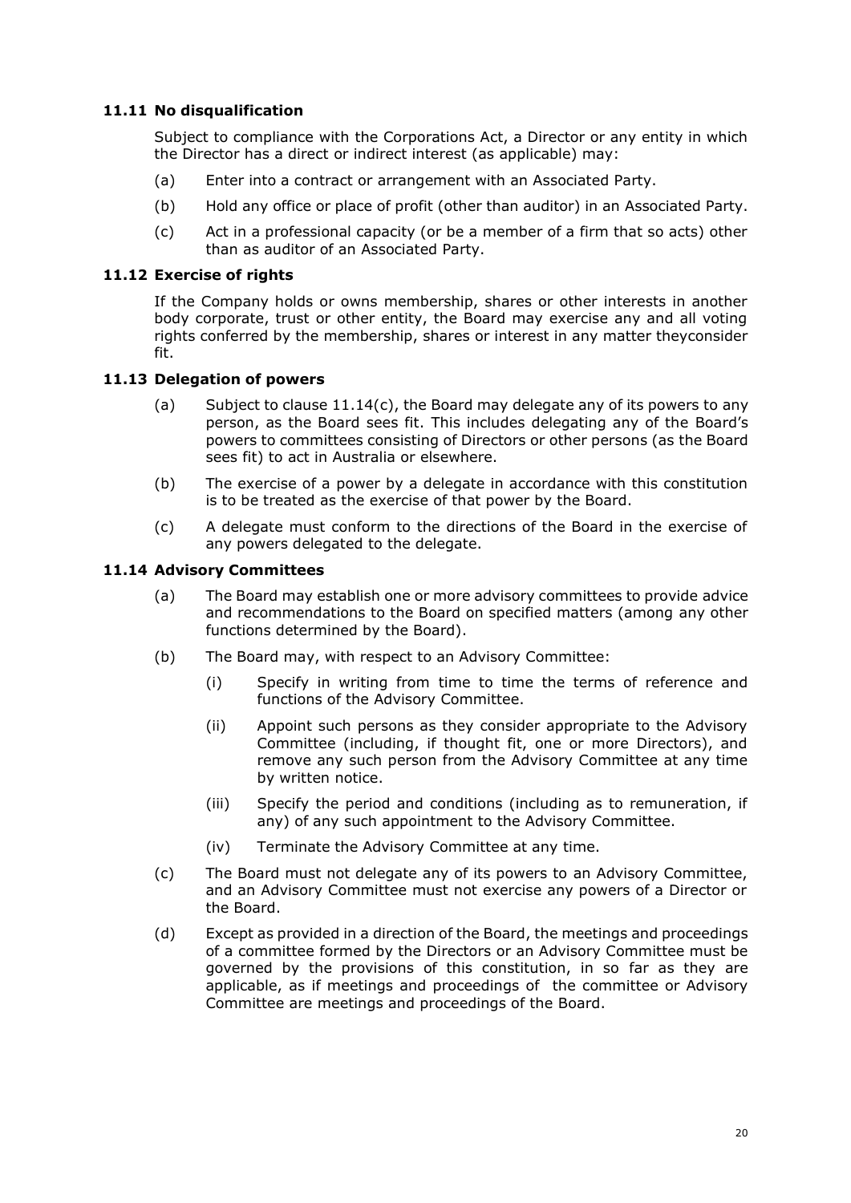### 11.11 No disqualification

Subject to compliance with the Corporations Act, a Director or any entity in which the Director has a direct or indirect interest (as applicable) may:

(a) Enter into a contract or arrangement with an Associated Party.

(b) Hold any office or place of profit (other than auditor) in an Associated Party.

(c) Act in a professional capacity (or be a member of a firm that so acts) other than as auditor of an Associated Party.

### 11.12 Exercise of rights

If the Company holds or owns membership, shares or other interests in another body corporate, trust or other entity, the Board may exercise any and all voting rights conferred by the membership, shares or interest in any matter theyconsider fit.

### 11.13 Delegation of powers

(a) Subject to clause 11.14(c), the Board may delegate any of its powers to any person, as the Board sees fit. This includes delegating any of the Board's powers to committees consisting of Directors or other persons (as the Board sees fit) to act in Australia or elsewhere.

(b) The exercise of a power by a delegate in accordance with this constitution is to be treated as the exercise of that power by the Board.

(c) A delegate must conform to the directions of the Board in the exercise of any powers delegated to the delegate.

### 11.14 Advisory Committees

(a) The Board may establish one or more advisory committees to provide advice and recommendations to the Board on specified matters (among any other functions determined by the Board).

(b) The Board may, with respect to an Advisory Committee:

(i) Specify in writing from time to time the terms of reference and functions of the Advisory Committee.

(ii) Appoint such persons as they consider appropriate to the Advisory Committee (including, if thought fit, one or more Directors), and remove any such person from the Advisory Committee at any time by written notice.

(iii) Specify the period and conditions (including as to remuneration, if any) of any such appointment to the Advisory Committee.

(iv) Terminate the Advisory Committee at any time.

(c) The Board must not delegate any of its powers to an Advisory Committee, and an Advisory Committee must not exercise any powers of a Director or the Board.

(d) Except as provided in a direction of the Board, the meetings and proceedings of a committee formed by the Directors or an Advisory Committee must be governed by the provisions of this constitution, in so far as they are applicable, as if meetings and proceedings of the committee or Advisory Committee are meetings and proceedings of the Board.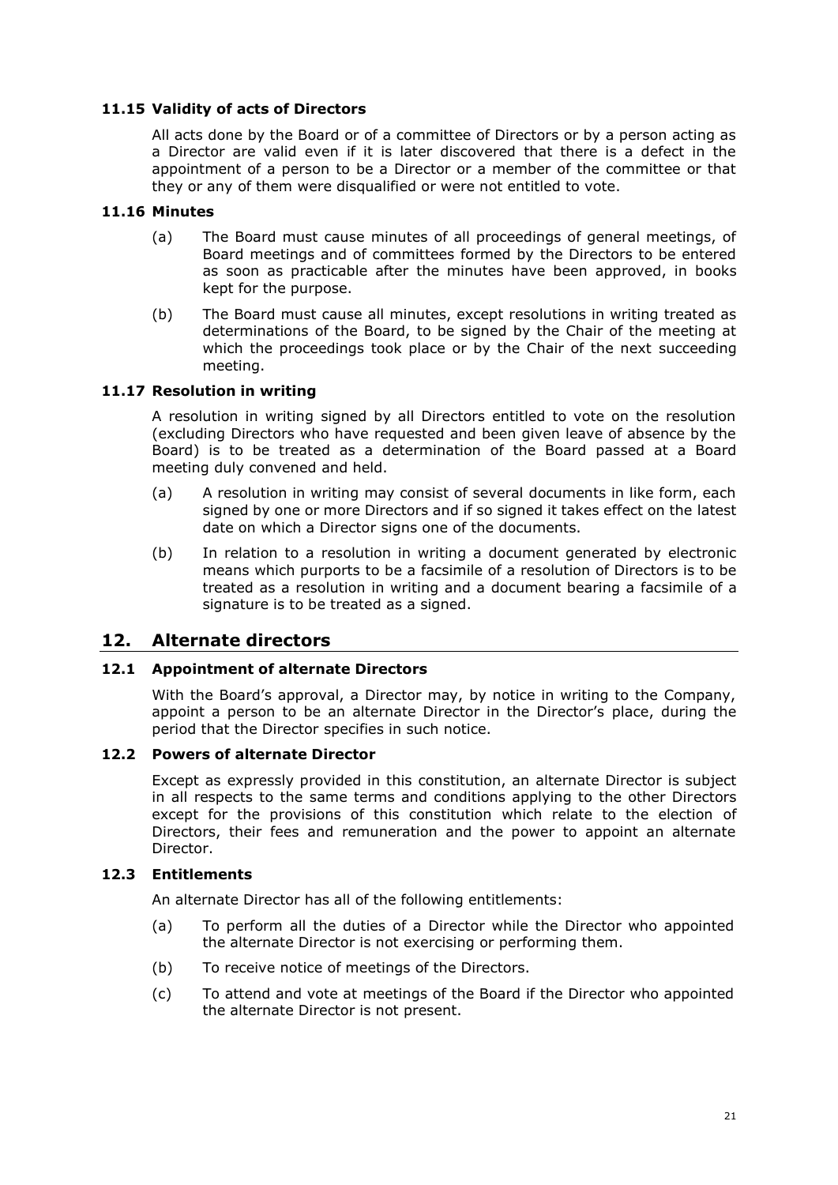### 11.15 Validity of acts of Directors

All acts done by the Board or of a committee of Directors or by a person acting as a Director are valid even if it is later discovered that there is a defect in the appointment of a person to be a Director or a member of the committee or that they or any of them were disqualified or were not entitled to vote.

### 11.16 Minutes

(a) The Board must cause minutes of all proceedings of general meetings, of Board meetings and of committees formed by the Directors to be entered as soon as practicable after the minutes have been approved, in books kept for the purpose.

(b) The Board must cause all minutes, except resolutions in writing treated as determinations of the Board, to be signed by the Chair of the meeting at which the proceedings took place or by the Chair of the next succeeding meeting.

### 11.17 Resolution in writing

A resolution in writing signed by all Directors entitled to vote on the resolution (excluding Directors who have requested and been given leave of absence by the Board) is to be treated as a determination of the Board passed at a Board meeting duly convened and held.

(a) A resolution in writing may consist of several documents in like form, each signed by one or more Directors and if so signed it takes effect on the latest date on which a Director signs one of the documents.

(b) In relation to a resolution in writing a document generated by electronic means which purports to be a facsimile of a resolution of Directors is to be treated as a resolution in writing and a document bearing a facsimile of a signature is to be treated as a signed.

## 12. Alternate directors

### 12.1 Appointment of alternate Directors

With the Board's approval, a Director may, by notice in writing to the Company, appoint a person to be an alternate Director in the Director's place, during the period that the Director specifies in such notice.

### 12.2 Powers of alternate Director

Except as expressly provided in this constitution, an alternate Director is subject in all respects to the same terms and conditions applying to the other Directors except for the provisions of this constitution which relate to the election of Directors, their fees and remuneration and the power to appoint an alternate Director.

### 12.3 Entitlements

An alternate Director has all of the following entitlements:

(a) To perform all the duties of a Director while the Director who appointed the alternate Director is not exercising or performing them.

(b) To receive notice of meetings of the Directors.

(c) To attend and vote at meetings of the Board if the Director who appointed the alternate Director is not present.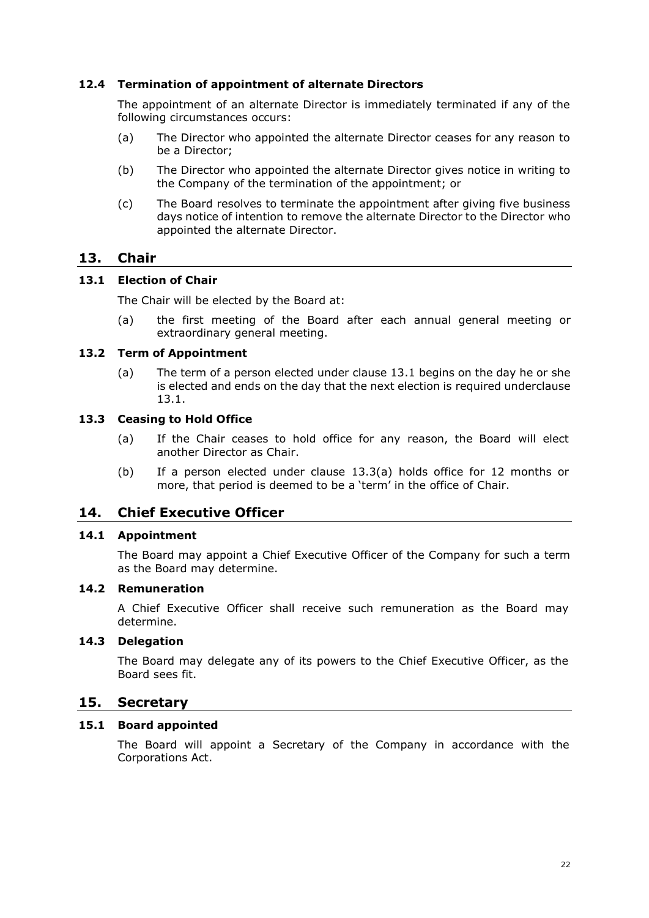### 12.4 Termination of appointment of alternate Directors

The appointment of an alternate Director is immediately terminated if any of the following circumstances occurs:

(a) The Director who appointed the alternate Director ceases for any reason to be a Director;

(b) The Director who appointed the alternate Director gives notice in writing to the Company of the termination of the appointment; or

(c) The Board resolves to terminate the appointment after giving five business days notice of intention to remove the alternate Director to the Director who appointed the alternate Director.

## 13. Chair

### 13.1 Election of Chair

The Chair will be elected by the Board at:

(a) the first meeting of the Board after each annual general meeting or extraordinary general meeting.

### 13.2 Term of Appointment

(a) The term of a person elected under clause 13.1 begins on the day he or she is elected and ends on the day that the next election is required underclause 13.1.

### 13.3 Ceasing to Hold Office

(a) If the Chair ceases to hold office for any reason, the Board will elect another Director as Chair.

(b) If a person elected under clause 13.3(a) holds office for 12 months or more, that period is deemed to be a 'term' in the office of Chair.

## 14. Chief Executive Officer

### 14.1 Appointment

The Board may appoint a Chief Executive Officer of the Company for such a term as the Board may determine.

### 14.2 Remuneration

A Chief Executive Officer shall receive such remuneration as the Board may determine.

### 14.3 Delegation

The Board may delegate any of its powers to the Chief Executive Officer, as the Board sees fit.

## 15. Secretary

### 15.1 Board appointed

The Board will appoint a Secretary of the Company in accordance with the Corporations Act.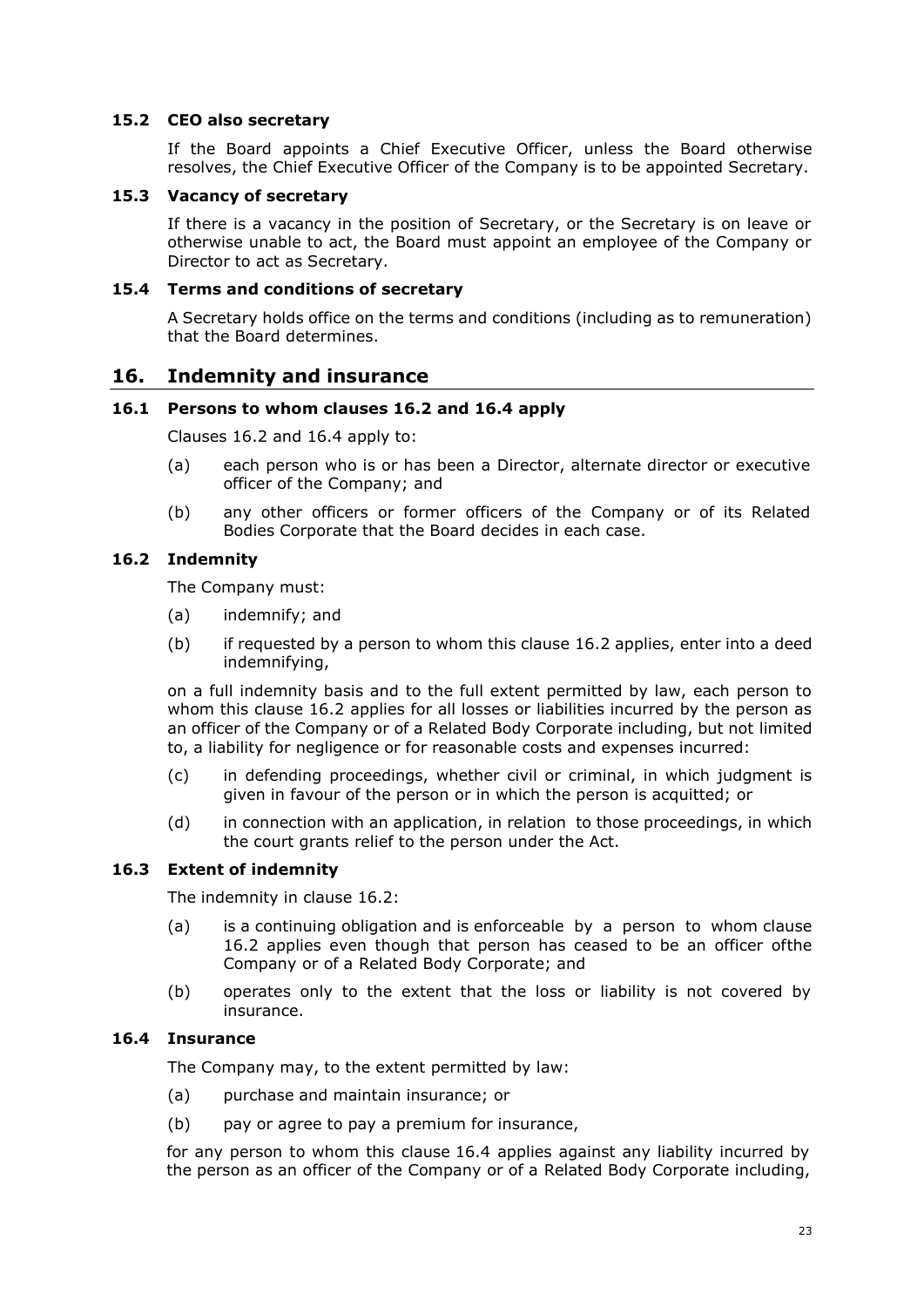### 15.2 CEO also secretary

If the Board appoints a Chief Executive Officer, unless the Board otherwise resolves, the Chief Executive Officer of the Company is to be appointed Secretary.

### 15.3 Vacancy of secretary

If there is a vacancy in the position of Secretary, or the Secretary is on leave or otherwise unable to act, the Board must appoint an employee of the Company or Director to act as Secretary.

### 15.4 Terms and conditions of secretary

A Secretary holds office on the terms and conditions (including as to remuneration) that the Board determines.

## 16. Indemnity and insurance

### 16.1 Persons to whom clauses 16.2 and 16.4 apply

Clauses 16.2 and 16.4 apply to:

(a) each person who is or has been a Director, alternate director or executive officer of the Company; and

(b) any other officers or former officers of the Company or of its Related Bodies Corporate that the Board decides in each case.

### 16.2 Indemnity

The Company must:

(a) indemnify; and

(b) if requested by a person to whom this clause 16.2 applies, enter into a deed indemnifying,

on a full indemnity basis and to the full extent permitted by law, each person to whom this clause 16.2 applies for all losses or liabilities incurred by the person as an officer of the Company or of a Related Body Corporate including, but not limited to, a liability for negligence or for reasonable costs and expenses incurred:

(c) in defending proceedings, whether civil or criminal, in which judgment is given in favour of the person or in which the person is acquitted; or

(d) in connection with an application, in relation to those proceedings, in which the court grants relief to the person under the Act.

### 16.3 Extent of indemnity

The indemnity in clause 16.2:

(a) is a continuing obligation and is enforceable by a person to whom clause 16.2 applies even though that person has ceased to be an officer ofthe Company or of a Related Body Corporate; and

(b) operates only to the extent that the loss or liability is not covered by insurance.

### 16.4 Insurance

The Company may, to the extent permitted by law:

(a) purchase and maintain insurance; or

(b) pay or agree to pay a premium for insurance,

for any person to whom this clause 16.4 applies against any liability incurred by the person as an officer of the Company or of a Related Body Corporate including,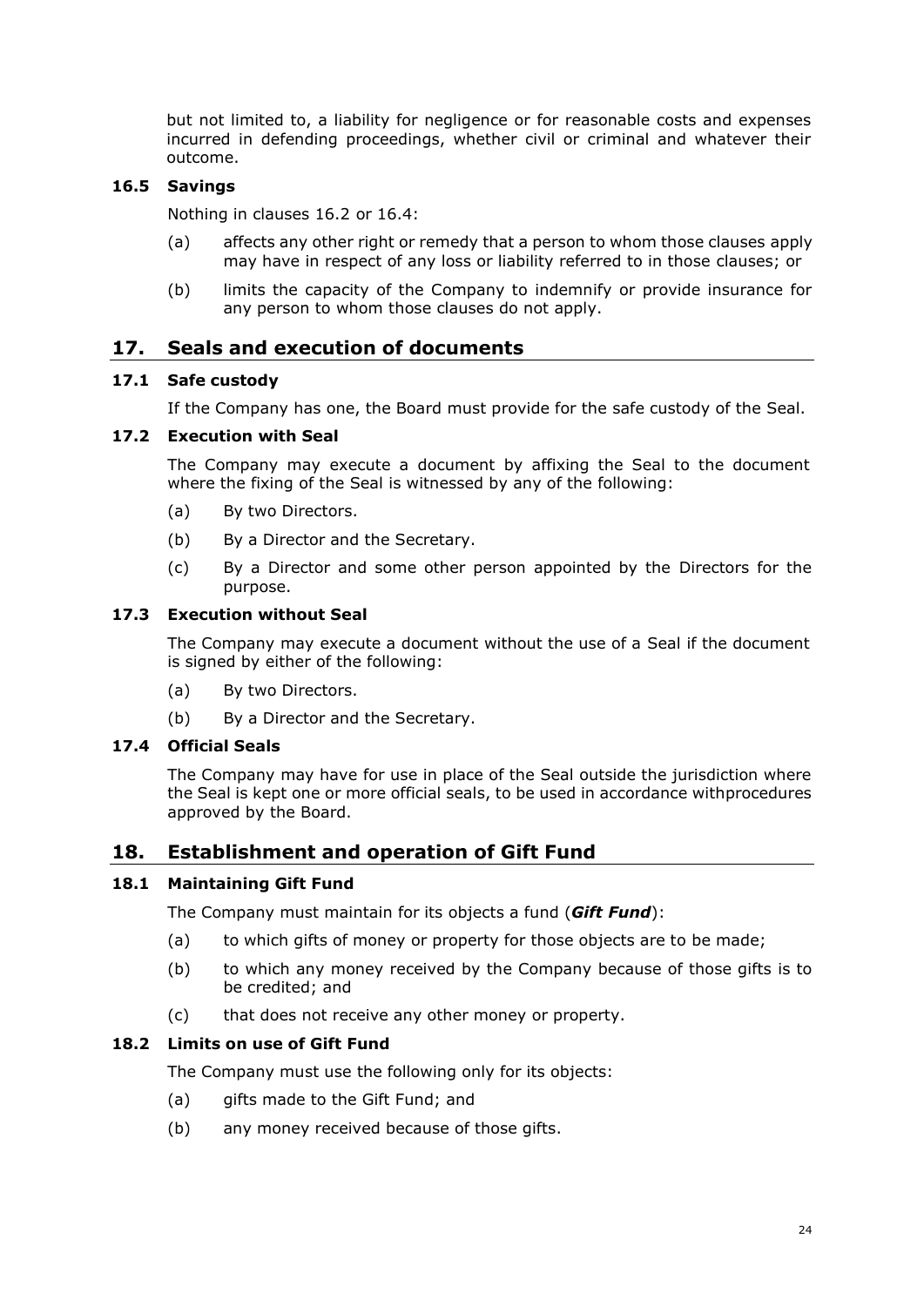but not limited to, a liability for negligence or for reasonable costs and expenses incurred in defending proceedings, whether civil or criminal and whatever their outcome.

### 16.5 Savings

Nothing in clauses 16.2 or 16.4:

(a) affects any other right or remedy that a person to whom those clauses apply may have in respect of any loss or liability referred to in those clauses; or

(b) limits the capacity of the Company to indemnify or provide insurance for any person to whom those clauses do not apply.

## 17. Seals and execution of documents

### 17.1 Safe custody

If the Company has one, the Board must provide for the safe custody of the Seal.

### 17.2 Execution with Seal

The Company may execute a document by affixing the Seal to the document where the fixing of the Seal is witnessed by any of the following:

(a) By two Directors.

(b) By a Director and the Secretary.

(c) By a Director and some other person appointed by the Directors for the purpose.

### 17.3 Execution without Seal

The Company may execute a document without the use of a Seal if the document is signed by either of the following:

(a) By two Directors.

(b) By a Director and the Secretary.

### 17.4 Official Seals

The Company may have for use in place of the Seal outside the jurisdiction where the Seal is kept one or more official seals, to be used in accordance withprocedures approved by the Board.

## 18. Establishment and operation of Gift Fund

### 18.1 Maintaining Gift Fund

The Company must maintain for its objects a fund (***Gift Fund***):

(a) to which gifts of money or property for those objects are to be made;

(b) to which any money received by the Company because of those gifts is to be credited; and

(c) that does not receive any other money or property.

### 18.2 Limits on use of Gift Fund

The Company must use the following only for its objects:

(a) gifts made to the Gift Fund; and

(b) any money received because of those gifts.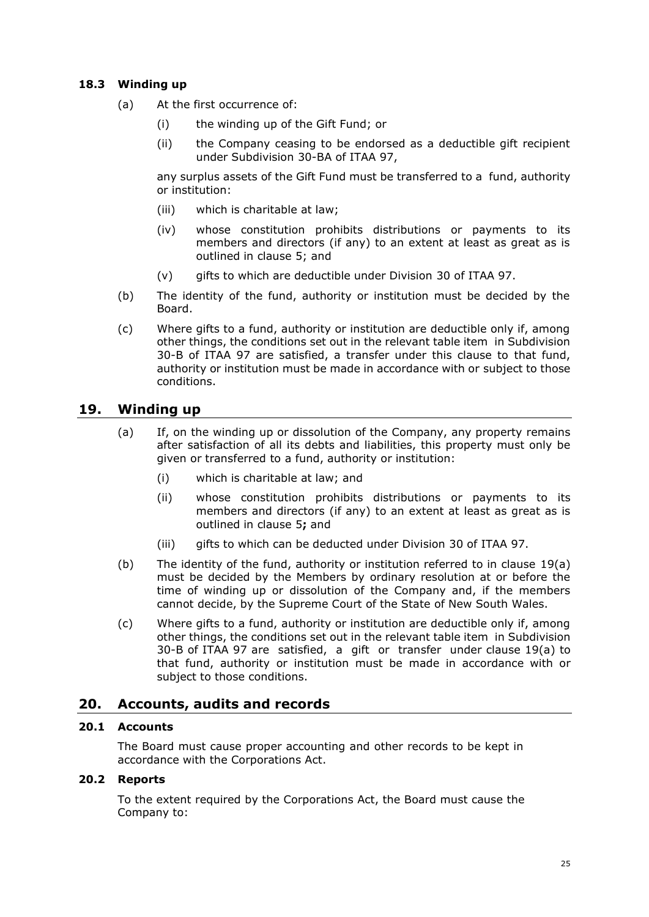### 18.3 Winding up

(a) At the first occurrence of:

   (i) the winding up of the Gift Fund; or

   (ii) the Company ceasing to be endorsed as a deductible gift recipient under Subdivision 30-BA of ITAA 97,

   any surplus assets of the Gift Fund must be transferred to a fund, authority or institution:

   (iii) which is charitable at law;

   (iv) whose constitution prohibits distributions or payments to its members and directors (if any) to an extent at least as great as is outlined in clause 5; and

   (v) gifts to which are deductible under Division 30 of ITAA 97.

(b) The identity of the fund, authority or institution must be decided by the Board.

(c) Where gifts to a fund, authority or institution are deductible only if, among other things, the conditions set out in the relevant table item in Subdivision 30-B of ITAA 97 are satisfied, a transfer under this clause to that fund, authority or institution must be made in accordance with or subject to those conditions.

## 19. Winding up

(a) If, on the winding up or dissolution of the Company, any property remains after satisfaction of all its debts and liabilities, this property must only be given or transferred to a fund, authority or institution:

   (i) which is charitable at law; and

   (ii) whose constitution prohibits distributions or payments to its members and directors (if any) to an extent at least as great as is outlined in clause 5**;** and

   (iii) gifts to which can be deducted under Division 30 of ITAA 97.

(b) The identity of the fund, authority or institution referred to in clause 19(a) must be decided by the Members by ordinary resolution at or before the time of winding up or dissolution of the Company and, if the members cannot decide, by the Supreme Court of the State of New South Wales.

(c) Where gifts to a fund, authority or institution are deductible only if, among other things, the conditions set out in the relevant table item in Subdivision 30-B of ITAA 97 are satisfied, a gift or transfer under clause 19(a) to that fund, authority or institution must be made in accordance with or subject to those conditions.

## 20. Accounts, audits and records

### 20.1 Accounts

The Board must cause proper accounting and other records to be kept in accordance with the Corporations Act.

### 20.2 Reports

To the extent required by the Corporations Act, the Board must cause the Company to: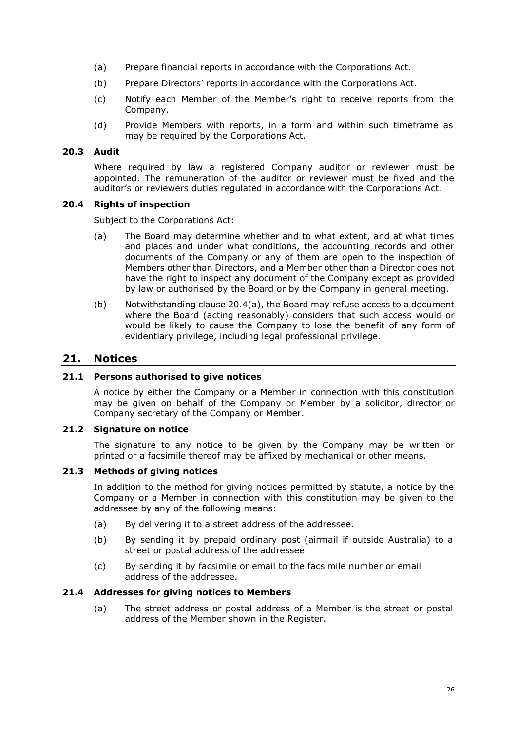(a) Prepare financial reports in accordance with the Corporations Act.

(b) Prepare Directors' reports in accordance with the Corporations Act.

(c) Notify each Member of the Member's right to receive reports from the Company.

(d) Provide Members with reports, in a form and within such timeframe as may be required by the Corporations Act.

### 20.3 Audit

Where required by law a registered Company auditor or reviewer must be appointed. The remuneration of the auditor or reviewer must be fixed and the auditor's or reviewers duties regulated in accordance with the Corporations Act.

### 20.4 Rights of inspection

Subject to the Corporations Act:

(a) The Board may determine whether and to what extent, and at what times and places and under what conditions, the accounting records and other documents of the Company or any of them are open to the inspection of Members other than Directors, and a Member other than a Director does not have the right to inspect any document of the Company except as provided by law or authorised by the Board or by the Company in general meeting.

(b) Notwithstanding clause 20.4(a), the Board may refuse access to a document where the Board (acting reasonably) considers that such access would or would be likely to cause the Company to lose the benefit of any form of evidentiary privilege, including legal professional privilege.

## 21. Notices

### 21.1 Persons authorised to give notices

A notice by either the Company or a Member in connection with this constitution may be given on behalf of the Company or Member by a solicitor, director or Company secretary of the Company or Member.

### 21.2 Signature on notice

The signature to any notice to be given by the Company may be written or printed or a facsimile thereof may be affixed by mechanical or other means.

### 21.3 Methods of giving notices

In addition to the method for giving notices permitted by statute, a notice by the Company or a Member in connection with this constitution may be given to the addressee by any of the following means:

(a) By delivering it to a street address of the addressee.

(b) By sending it by prepaid ordinary post (airmail if outside Australia) to a street or postal address of the addressee.

(c) By sending it by facsimile or email to the facsimile number or email address of the addressee.

### 21.4 Addresses for giving notices to Members

(a) The street address or postal address of a Member is the street or postal address of the Member shown in the Register.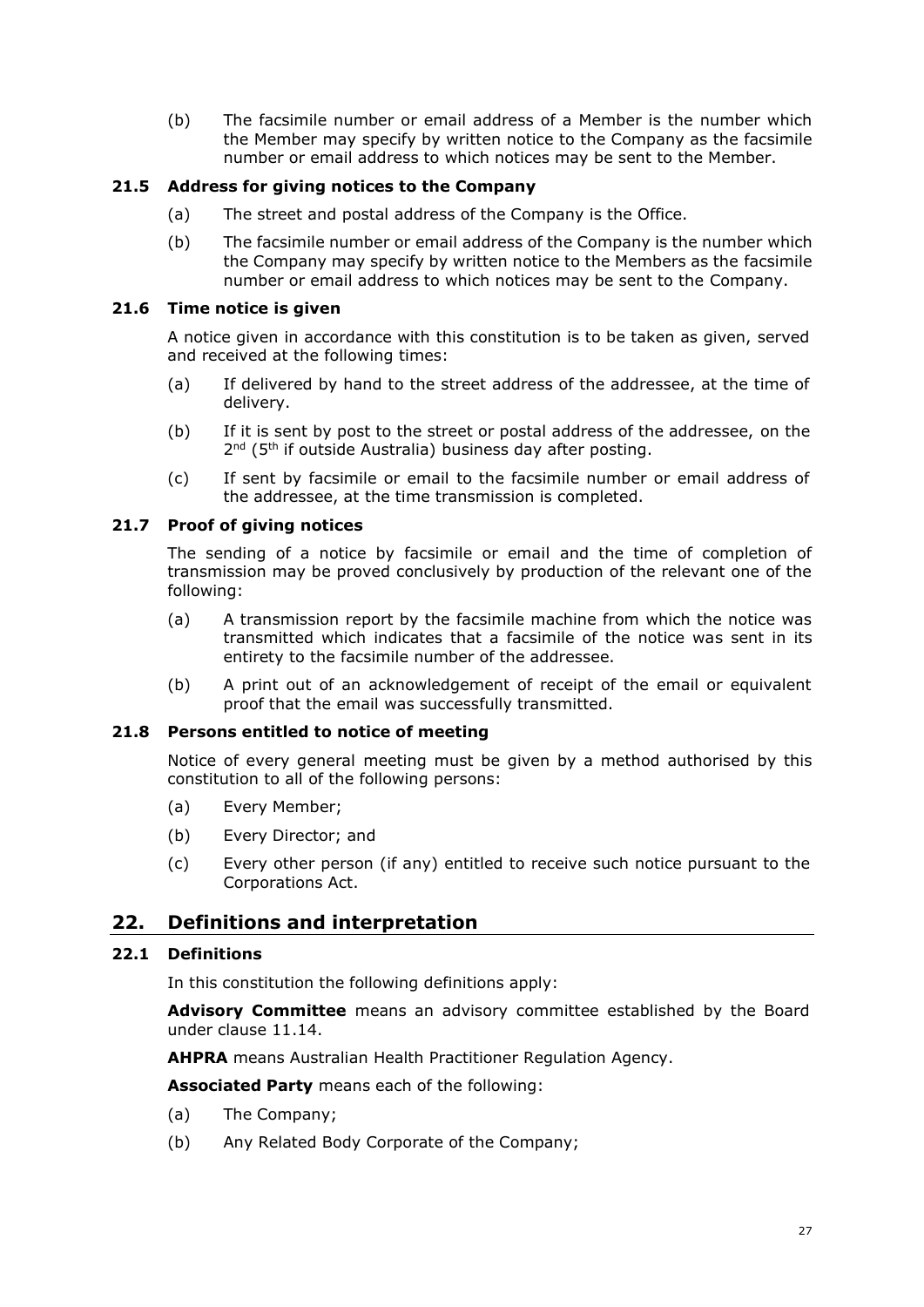(b) The facsimile number or email address of a Member is the number which the Member may specify by written notice to the Company as the facsimile number or email address to which notices may be sent to the Member.

### 21.5 Address for giving notices to the Company

(a) The street and postal address of the Company is the Office.

(b) The facsimile number or email address of the Company is the number which the Company may specify by written notice to the Members as the facsimile number or email address to which notices may be sent to the Company.

### 21.6 Time notice is given

A notice given in accordance with this constitution is to be taken as given, served and received at the following times:

(a) If delivered by hand to the street address of the addressee, at the time of delivery.

(b) If it is sent by post to the street or postal address of the addressee, on the 2nd (5th if outside Australia) business day after posting.

(c) If sent by facsimile or email to the facsimile number or email address of the addressee, at the time transmission is completed.

### 21.7 Proof of giving notices

The sending of a notice by facsimile or email and the time of completion of transmission may be proved conclusively by production of the relevant one of the following:

(a) A transmission report by the facsimile machine from which the notice was transmitted which indicates that a facsimile of the notice was sent in its entirety to the facsimile number of the addressee.

(b) A print out of an acknowledgement of receipt of the email or equivalent proof that the email was successfully transmitted.

### 21.8 Persons entitled to notice of meeting

Notice of every general meeting must be given by a method authorised by this constitution to all of the following persons:

(a) Every Member;

(b) Every Director; and

(c) Every other person (if any) entitled to receive such notice pursuant to the Corporations Act.

## 22. Definitions and interpretation

### 22.1 Definitions

In this constitution the following definitions apply:

**Advisory Committee** means an advisory committee established by the Board under clause 11.14.

**AHPRA** means Australian Health Practitioner Regulation Agency.

**Associated Party** means each of the following:

(a) The Company;

(b) Any Related Body Corporate of the Company;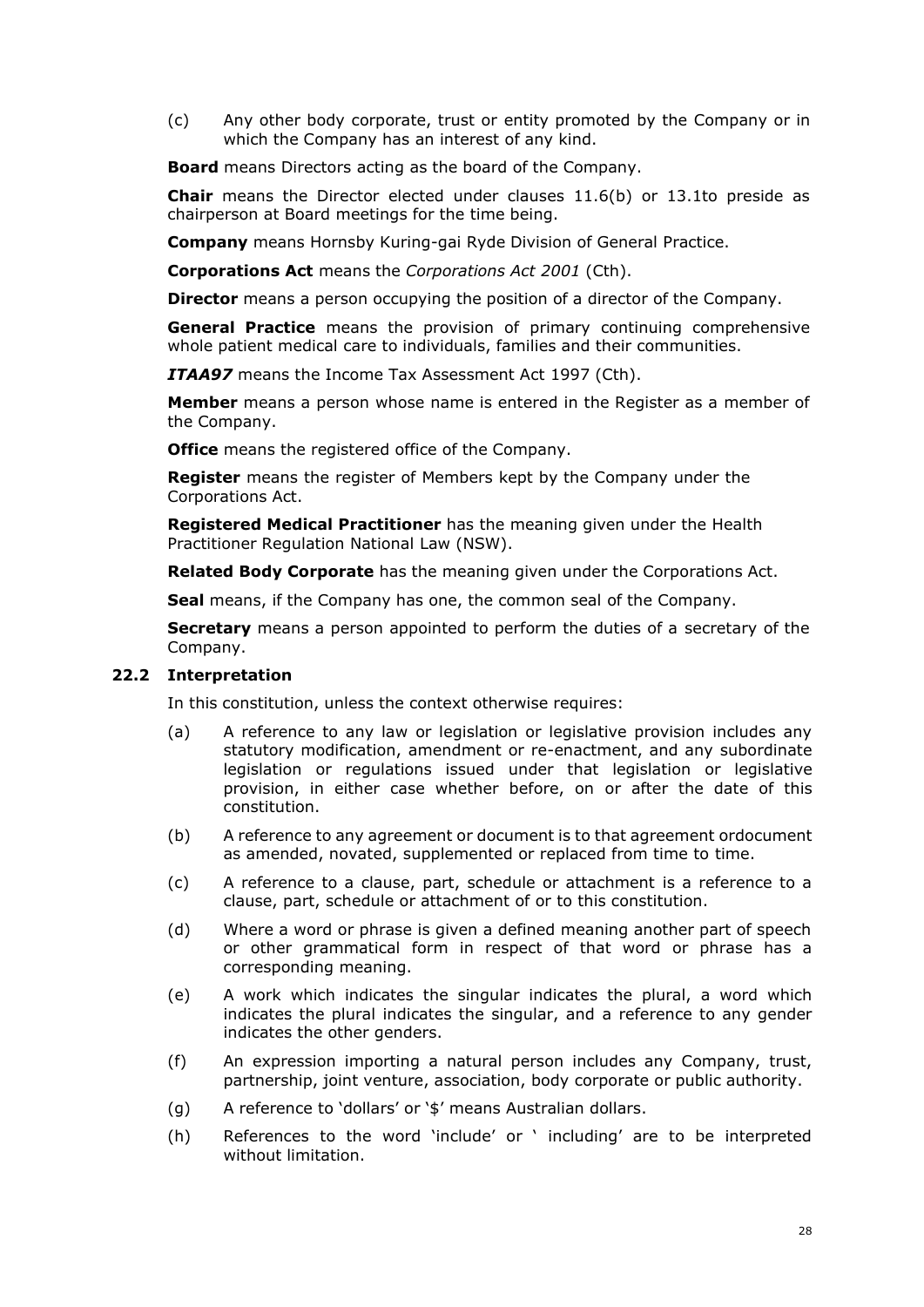(c) Any other body corporate, trust or entity promoted by the Company or in which the Company has an interest of any kind.

**Board** means Directors acting as the board of the Company.

**Chair** means the Director elected under clauses 11.6(b) or 13.1to preside as chairperson at Board meetings for the time being.

**Company** means Hornsby Kuring-gai Ryde Division of General Practice.

**Corporations Act** means the *Corporations Act 2001* (Cth).

**Director** means a person occupying the position of a director of the Company.

**General Practice** means the provision of primary continuing comprehensive whole patient medical care to individuals, families and their communities.

***ITAA97*** means the Income Tax Assessment Act 1997 (Cth).

**Member** means a person whose name is entered in the Register as a member of the Company.

**Office** means the registered office of the Company.

**Register** means the register of Members kept by the Company under the Corporations Act.

**Registered Medical Practitioner** has the meaning given under the Health Practitioner Regulation National Law (NSW).

**Related Body Corporate** has the meaning given under the Corporations Act.

**Seal** means, if the Company has one, the common seal of the Company.

**Secretary** means a person appointed to perform the duties of a secretary of the Company.

### 22.2 Interpretation

In this constitution, unless the context otherwise requires:

(a) A reference to any law or legislation or legislative provision includes any statutory modification, amendment or re-enactment, and any subordinate legislation or regulations issued under that legislation or legislative provision, in either case whether before, on or after the date of this constitution.

(b) A reference to any agreement or document is to that agreement ordocument as amended, novated, supplemented or replaced from time to time.

(c) A reference to a clause, part, schedule or attachment is a reference to a clause, part, schedule or attachment of or to this constitution.

(d) Where a word or phrase is given a defined meaning another part of speech or other grammatical form in respect of that word or phrase has a corresponding meaning.

(e) A work which indicates the singular indicates the plural, a word which indicates the plural indicates the singular, and a reference to any gender indicates the other genders.

(f) An expression importing a natural person includes any Company, trust, partnership, joint venture, association, body corporate or public authority.

(g) A reference to 'dollars' or '$' means Australian dollars.

(h) References to the word 'include' or ' including' are to be interpreted without limitation.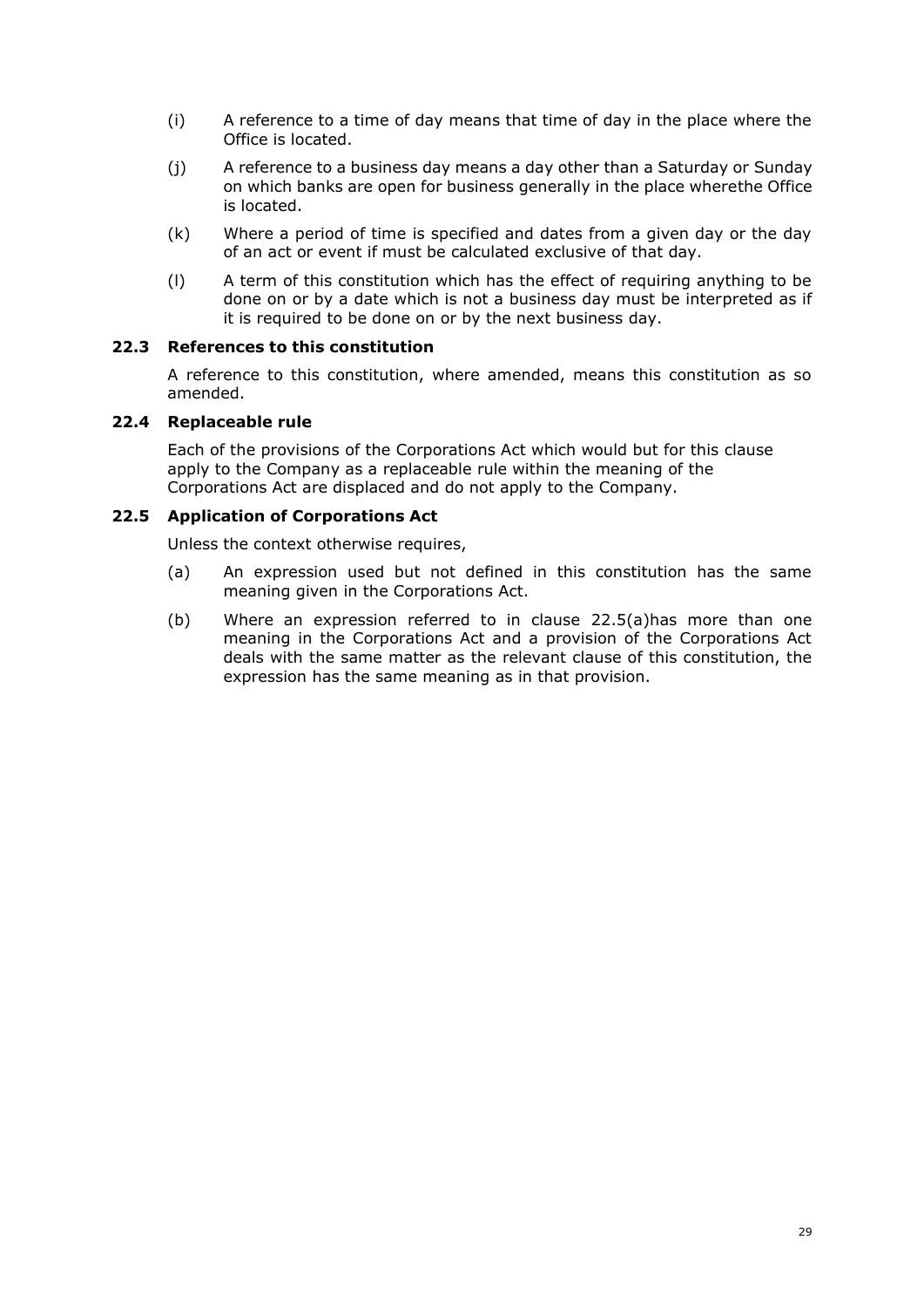(i) A reference to a time of day means that time of day in the place where the Office is located.

(j) A reference to a business day means a day other than a Saturday or Sunday on which banks are open for business generally in the place wherethe Office is located.

(k) Where a period of time is specified and dates from a given day or the day of an act or event if must be calculated exclusive of that day.

(l) A term of this constitution which has the effect of requiring anything to be done on or by a date which is not a business day must be interpreted as if it is required to be done on or by the next business day.

### 22.3 References to this constitution

A reference to this constitution, where amended, means this constitution as so amended.

### 22.4 Replaceable rule

Each of the provisions of the Corporations Act which would but for this clause apply to the Company as a replaceable rule within the meaning of the Corporations Act are displaced and do not apply to the Company.

### 22.5 Application of Corporations Act

Unless the context otherwise requires,

(a) An expression used but not defined in this constitution has the same meaning given in the Corporations Act.

(b) Where an expression referred to in clause 22.5(a)has more than one meaning in the Corporations Act and a provision of the Corporations Act deals with the same matter as the relevant clause of this constitution, the expression has the same meaning as in that provision.